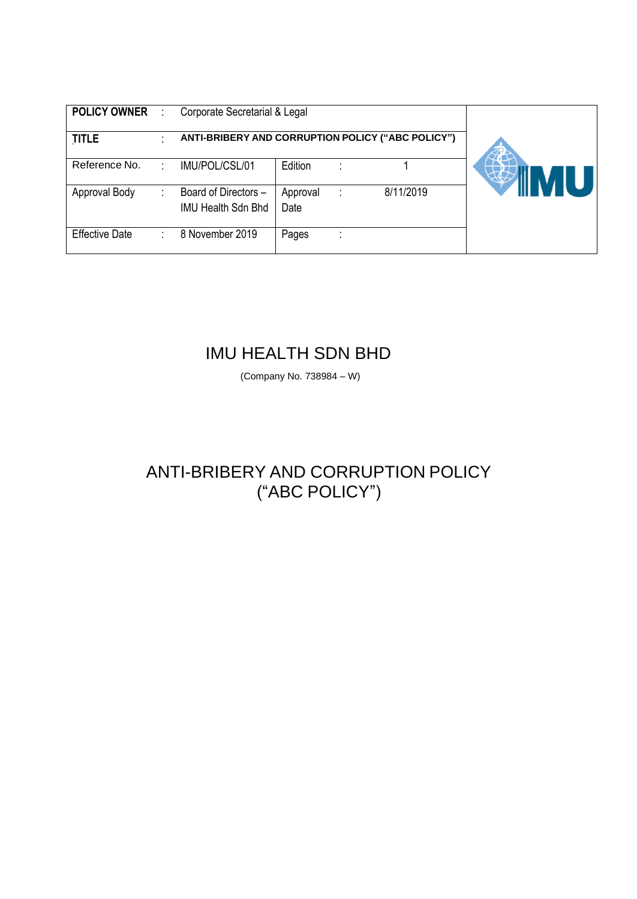| | | | | | | |
|---|---|---|---|---|---|---|
| **POLICY OWNER** | : | Corporate Secretarial & Legal | | | | |
| **TITLE** | : | **ANTI-BRIBERY AND CORRUPTION POLICY ("ABC POLICY")** | | | | |
| Reference No. | : | IMU/POL/CSL/01 | Edition | : | 1 | |
| Approval Body | : | Board of Directors – IMU Health Sdn Bhd | Approval Date | : | 8/11/2019 | |
| Effective Date | : | 8 November 2019 | Pages | : | | |

# IMU HEALTH SDN BHD

(Company No. 738984 – W)

# ANTI-BRIBERY AND CORRUPTION POLICY ("ABC POLICY")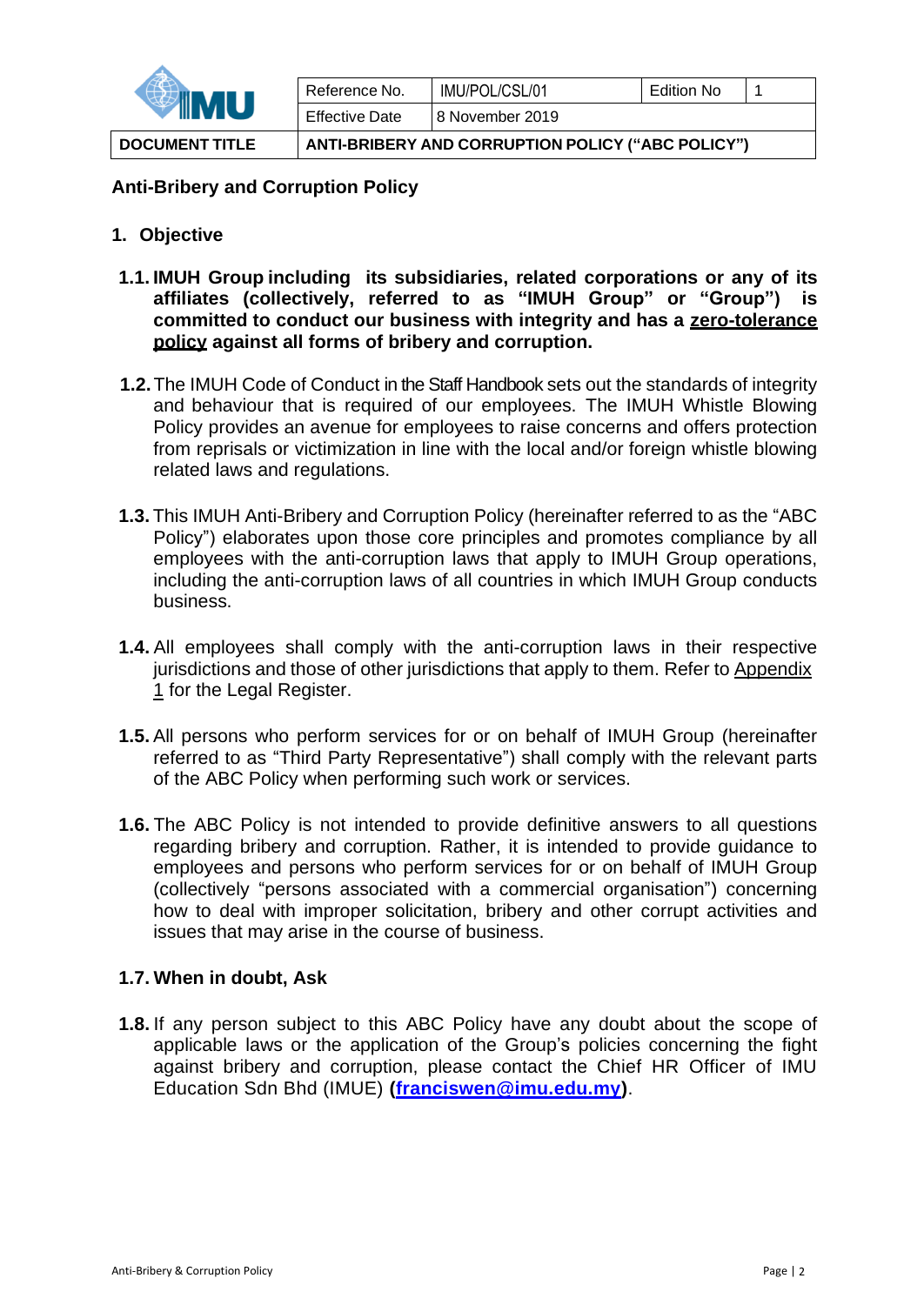| | Reference No. | IMU/POL/CSL/01 | Edition No | 1 |
|---|---|---|---|---|
| | Effective Date | 8 November 2019 | | |
| **DOCUMENT TITLE** | **ANTI-BRIBERY AND CORRUPTION POLICY (“ABC POLICY”)** | | | |

## Anti-Bribery and Corruption Policy

### 1. Objective

**1.1. IMUH Group including its subsidiaries, related corporations or any of its affiliates (collectively, referred to as “IMUH Group” or “Group”) is committed to conduct our business with integrity and has a <u>zero-tolerance policy</u> against all forms of bribery and corruption.**

**1.2.** The IMUH Code of Conduct in the Staff Handbook sets out the standards of integrity and behaviour that is required of our employees. The IMUH Whistle Blowing Policy provides an avenue for employees to raise concerns and offers protection from reprisals or victimization in line with the local and/or foreign whistle blowing related laws and regulations.

**1.3.** This IMUH Anti-Bribery and Corruption Policy (hereinafter referred to as the “ABC Policy”) elaborates upon those core principles and promotes compliance by all employees with the anti-corruption laws that apply to IMUH Group operations, including the anti-corruption laws of all countries in which IMUH Group conducts business.

**1.4.** All employees shall comply with the anti-corruption laws in their respective jurisdictions and those of other jurisdictions that apply to them. Refer to <u>Appendix 1</u> for the Legal Register.

**1.5.** All persons who perform services for or on behalf of IMUH Group (hereinafter referred to as “Third Party Representative”) shall comply with the relevant parts of the ABC Policy when performing such work or services.

**1.6.** The ABC Policy is not intended to provide definitive answers to all questions regarding bribery and corruption. Rather, it is intended to provide guidance to employees and persons who perform services for or on behalf of IMUH Group (collectively “persons associated with a commercial organisation”) concerning how to deal with improper solicitation, bribery and other corrupt activities and issues that may arise in the course of business.

**1.7. When in doubt, Ask**

**1.8.** If any person subject to this ABC Policy have any doubt about the scope of applicable laws or the application of the Group’s policies concerning the fight against bribery and corruption, please contact the Chief HR Officer of IMU Education Sdn Bhd (IMUE) **(<u>franciswen@imu.edu.my</u>)**.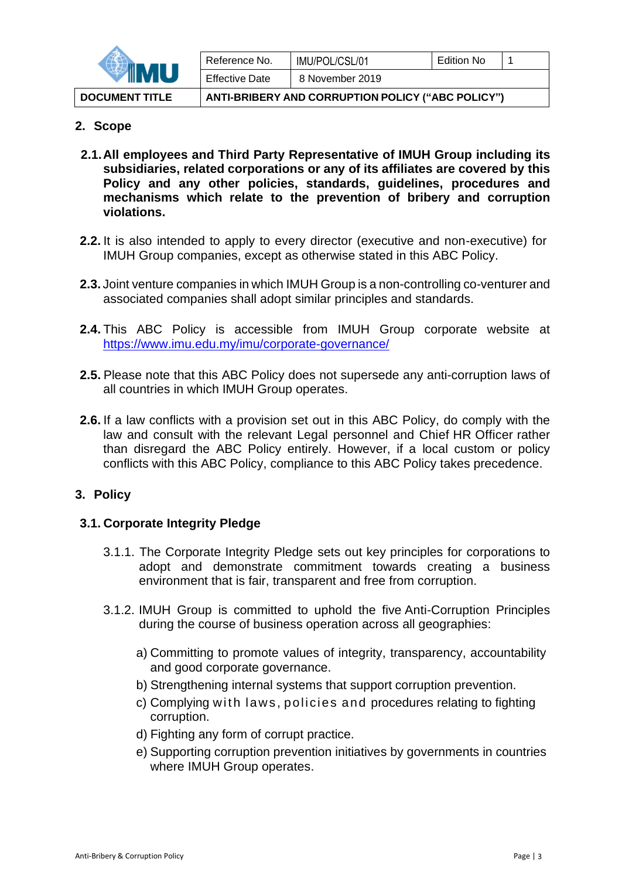## 2. Scope

**2.1. All employees and Third Party Representative of IMUH Group including its subsidiaries, related corporations or any of its affiliates are covered by this Policy and any other policies, standards, guidelines, procedures and mechanisms which relate to the prevention of bribery and corruption violations.**

**2.2.** It is also intended to apply to every director (executive and non-executive) for IMUH Group companies, except as otherwise stated in this ABC Policy.

**2.3.** Joint venture companies in which IMUH Group is a non-controlling co-venturer and associated companies shall adopt similar principles and standards.

**2.4.** This ABC Policy is accessible from IMUH Group corporate website at https://www.imu.edu.my/imu/corporate-governance/

**2.5.** Please note that this ABC Policy does not supersede any anti-corruption laws of all countries in which IMUH Group operates.

**2.6.** If a law conflicts with a provision set out in this ABC Policy, do comply with the law and consult with the relevant Legal personnel and Chief HR Officer rather than disregard the ABC Policy entirely. However, if a local custom or policy conflicts with this ABC Policy, compliance to this ABC Policy takes precedence.

## 3. Policy

### 3.1. Corporate Integrity Pledge

3.1.1. The Corporate Integrity Pledge sets out key principles for corporations to adopt and demonstrate commitment towards creating a business environment that is fair, transparent and free from corruption.

3.1.2. IMUH Group is committed to uphold the five Anti-Corruption Principles during the course of business operation across all geographies:

a) Committing to promote values of integrity, transparency, accountability and good corporate governance.
b) Strengthening internal systems that support corruption prevention.
c) Complying with laws, policies and procedures relating to fighting corruption.
d) Fighting any form of corrupt practice.
e) Supporting corruption prevention initiatives by governments in countries where IMUH Group operates.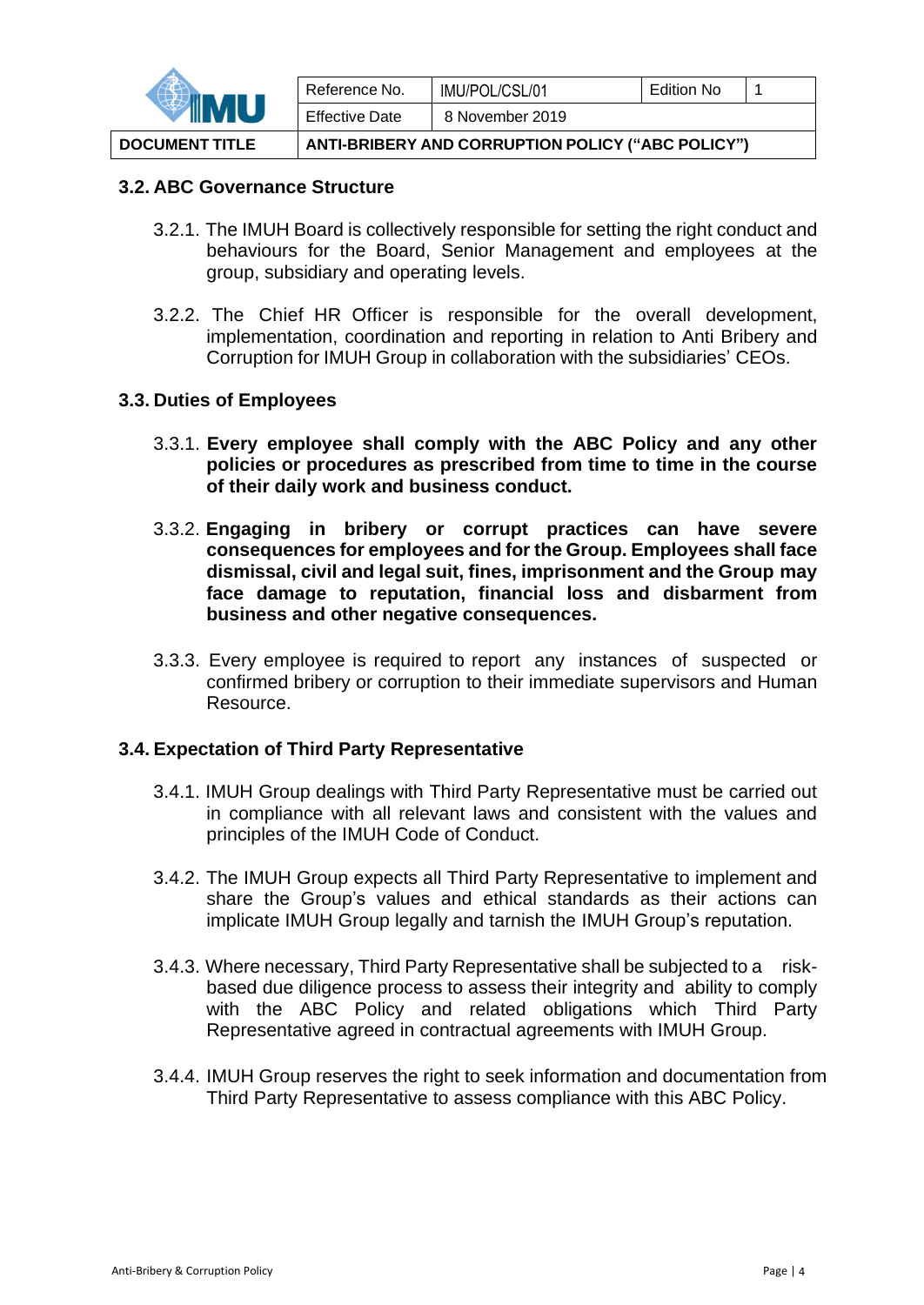### 3.2. ABC Governance Structure

3.2.1. The IMUH Board is collectively responsible for setting the right conduct and behaviours for the Board, Senior Management and employees at the group, subsidiary and operating levels.

3.2.2. The Chief HR Officer is responsible for the overall development, implementation, coordination and reporting in relation to Anti Bribery and Corruption for IMUH Group in collaboration with the subsidiaries' CEOs.

### 3.3. Duties of Employees

3.3.1. **Every employee shall comply with the ABC Policy and any other policies or procedures as prescribed from time to time in the course of their daily work and business conduct.**

3.3.2. **Engaging in bribery or corrupt practices can have severe consequences for employees and for the Group. Employees shall face dismissal, civil and legal suit, fines, imprisonment and the Group may face damage to reputation, financial loss and disbarment from business and other negative consequences.**

3.3.3. Every employee is required to report any instances of suspected or confirmed bribery or corruption to their immediate supervisors and Human Resource.

### 3.4. Expectation of Third Party Representative

3.4.1. IMUH Group dealings with Third Party Representative must be carried out in compliance with all relevant laws and consistent with the values and principles of the IMUH Code of Conduct.

3.4.2. The IMUH Group expects all Third Party Representative to implement and share the Group's values and ethical standards as their actions can implicate IMUH Group legally and tarnish the IMUH Group's reputation.

3.4.3. Where necessary, Third Party Representative shall be subjected to a risk-based due diligence process to assess their integrity and ability to comply with the ABC Policy and related obligations which Third Party Representative agreed in contractual agreements with IMUH Group.

3.4.4. IMUH Group reserves the right to seek information and documentation from Third Party Representative to assess compliance with this ABC Policy.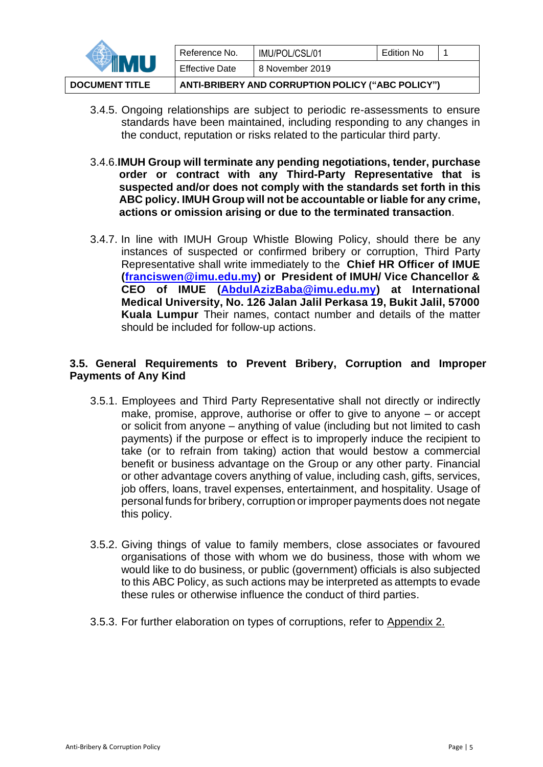3.4.5. Ongoing relationships are subject to periodic re-assessments to ensure standards have been maintained, including responding to any changes in the conduct, reputation or risks related to the particular third party.

3.4.6. **IMUH Group will terminate any pending negotiations, tender, purchase order or contract with any Third-Party Representative that is suspected and/or does not comply with the standards set forth in this ABC policy. IMUH Group will not be accountable or liable for any crime, actions or omission arising or due to the terminated transaction**.

3.4.7. In line with IMUH Group Whistle Blowing Policy, should there be any instances of suspected or confirmed bribery or corruption, Third Party Representative shall write immediately to the **Chief HR Officer of IMUE (franciswen@imu.edu.my) or President of IMUH/ Vice Chancellor & CEO of IMUE (AbdulAzizBaba@imu.edu.my) at International Medical University, No. 126 Jalan Jalil Perkasa 19, Bukit Jalil, 57000 Kuala Lumpur** Their names, contact number and details of the matter should be included for follow-up actions.

### 3.5. General Requirements to Prevent Bribery, Corruption and Improper Payments of Any Kind

3.5.1. Employees and Third Party Representative shall not directly or indirectly make, promise, approve, authorise or offer to give to anyone – or accept or solicit from anyone – anything of value (including but not limited to cash payments) if the purpose or effect is to improperly induce the recipient to take (or to refrain from taking) action that would bestow a commercial benefit or business advantage on the Group or any other party. Financial or other advantage covers anything of value, including cash, gifts, services, job offers, loans, travel expenses, entertainment, and hospitality. Usage of personal funds for bribery, corruption or improper payments does not negate this policy.

3.5.2. Giving things of value to family members, close associates or favoured organisations of those with whom we do business, those with whom we would like to do business, or public (government) officials is also subjected to this ABC Policy, as such actions may be interpreted as attempts to evade these rules or otherwise influence the conduct of third parties.

3.5.3. For further elaboration on types of corruptions, refer to Appendix 2.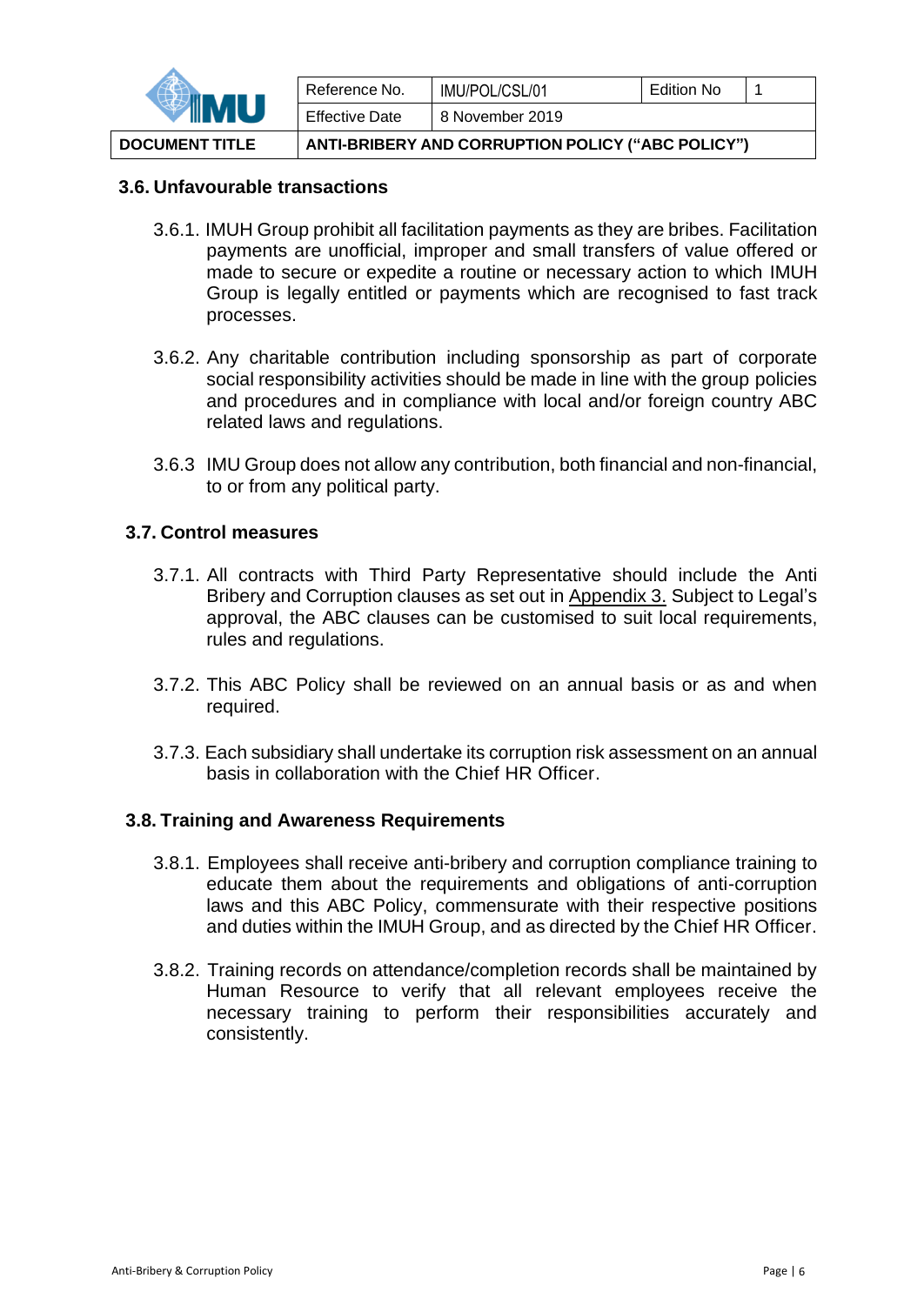### 3.6. Unfavourable transactions

3.6.1. IMUH Group prohibit all facilitation payments as they are bribes. Facilitation payments are unofficial, improper and small transfers of value offered or made to secure or expedite a routine or necessary action to which IMUH Group is legally entitled or payments which are recognised to fast track processes.

3.6.2. Any charitable contribution including sponsorship as part of corporate social responsibility activities should be made in line with the group policies and procedures and in compliance with local and/or foreign country ABC related laws and regulations.

3.6.3 IMU Group does not allow any contribution, both financial and non-financial, to or from any political party.

### 3.7. Control measures

3.7.1. All contracts with Third Party Representative should include the Anti Bribery and Corruption clauses as set out in Appendix 3. Subject to Legal's approval, the ABC clauses can be customised to suit local requirements, rules and regulations.

3.7.2. This ABC Policy shall be reviewed on an annual basis or as and when required.

3.7.3. Each subsidiary shall undertake its corruption risk assessment on an annual basis in collaboration with the Chief HR Officer.

### 3.8. Training and Awareness Requirements

3.8.1. Employees shall receive anti-bribery and corruption compliance training to educate them about the requirements and obligations of anti-corruption laws and this ABC Policy, commensurate with their respective positions and duties within the IMUH Group, and as directed by the Chief HR Officer.

3.8.2. Training records on attendance/completion records shall be maintained by Human Resource to verify that all relevant employees receive the necessary training to perform their responsibilities accurately and consistently.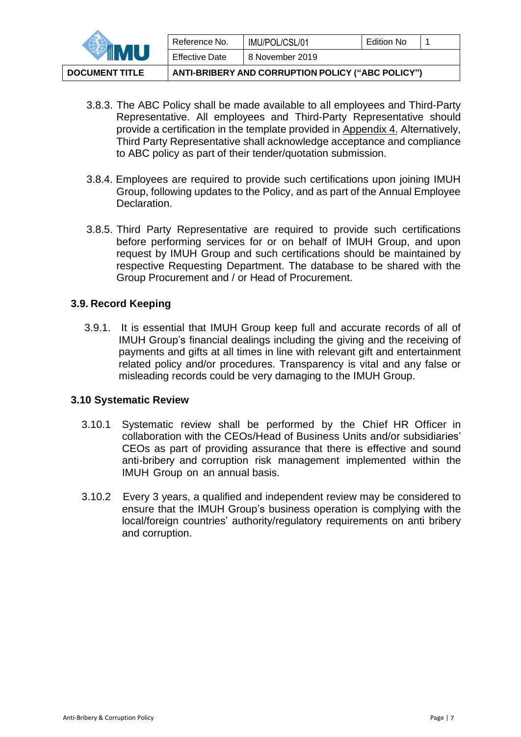3.8.3. The ABC Policy shall be made available to all employees and Third-Party Representative. All employees and Third-Party Representative should provide a certification in the template provided in Appendix 4. Alternatively, Third Party Representative shall acknowledge acceptance and compliance to ABC policy as part of their tender/quotation submission.

3.8.4. Employees are required to provide such certifications upon joining IMUH Group, following updates to the Policy, and as part of the Annual Employee Declaration.

3.8.5. Third Party Representative are required to provide such certifications before performing services for or on behalf of IMUH Group, and upon request by IMUH Group and such certifications should be maintained by respective Requesting Department. The database to be shared with the Group Procurement and / or Head of Procurement.

### 3.9. Record Keeping

3.9.1. It is essential that IMUH Group keep full and accurate records of all of IMUH Group's financial dealings including the giving and the receiving of payments and gifts at all times in line with relevant gift and entertainment related policy and/or procedures. Transparency is vital and any false or misleading records could be very damaging to the IMUH Group.

### 3.10 Systematic Review

3.10.1 Systematic review shall be performed by the Chief HR Officer in collaboration with the CEOs/Head of Business Units and/or subsidiaries' CEOs as part of providing assurance that there is effective and sound anti-bribery and corruption risk management implemented within the IMUH Group on an annual basis.

3.10.2 Every 3 years, a qualified and independent review may be considered to ensure that the IMUH Group's business operation is complying with the local/foreign countries' authority/regulatory requirements on anti bribery and corruption.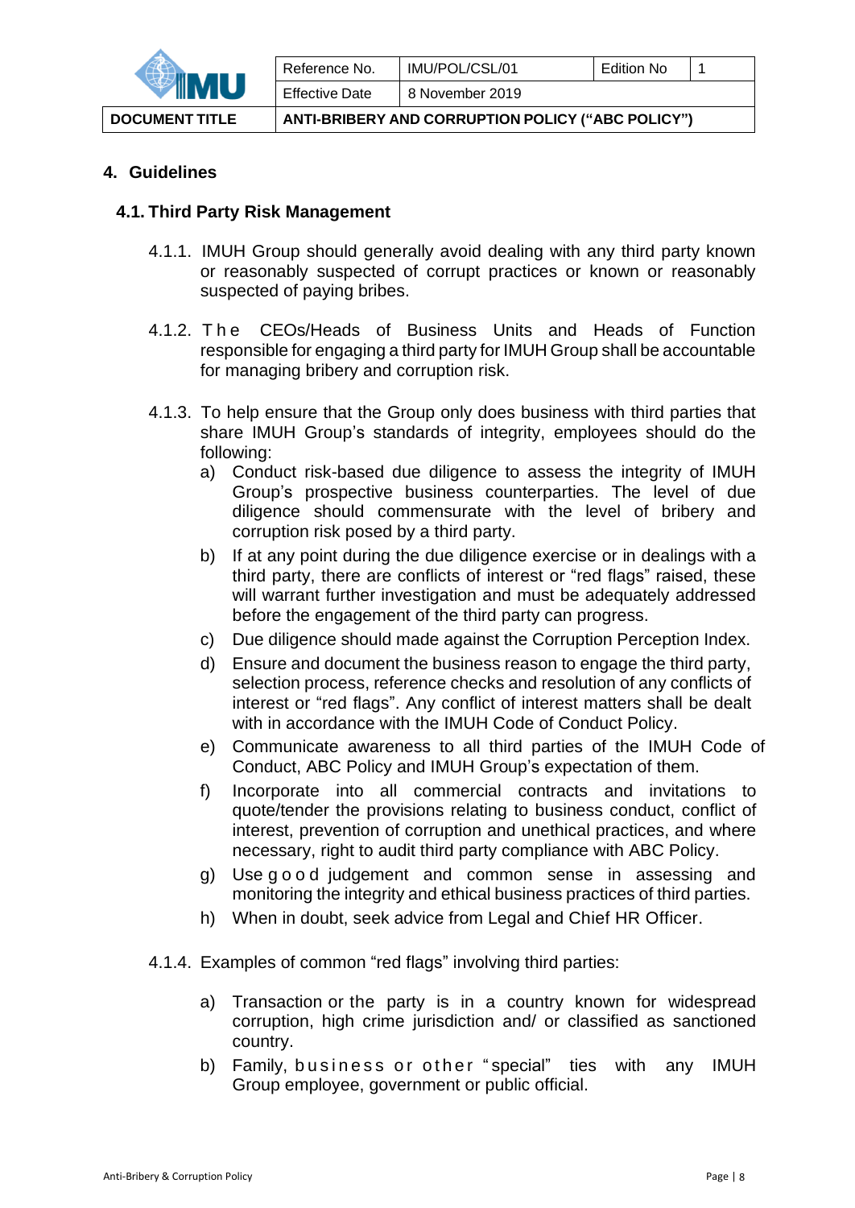## 4. Guidelines

### 4.1. Third Party Risk Management

4.1.1. IMUH Group should generally avoid dealing with any third party known or reasonably suspected of corrupt practices or known or reasonably suspected of paying bribes.

4.1.2. The CEOs/Heads of Business Units and Heads of Function responsible for engaging a third party for IMUH Group shall be accountable for managing bribery and corruption risk.

4.1.3. To help ensure that the Group only does business with third parties that share IMUH Group's standards of integrity, employees should do the following:

a) Conduct risk-based due diligence to assess the integrity of IMUH Group's prospective business counterparties. The level of due diligence should commensurate with the level of bribery and corruption risk posed by a third party.

b) If at any point during the due diligence exercise or in dealings with a third party, there are conflicts of interest or "red flags" raised, these will warrant further investigation and must be adequately addressed before the engagement of the third party can progress.

c) Due diligence should made against the Corruption Perception Index.

d) Ensure and document the business reason to engage the third party, selection process, reference checks and resolution of any conflicts of interest or "red flags". Any conflict of interest matters shall be dealt with in accordance with the IMUH Code of Conduct Policy.

e) Communicate awareness to all third parties of the IMUH Code of Conduct, ABC Policy and IMUH Group's expectation of them.

f) Incorporate into all commercial contracts and invitations to quote/tender the provisions relating to business conduct, conflict of interest, prevention of corruption and unethical practices, and where necessary, right to audit third party compliance with ABC Policy.

g) Use good judgement and common sense in assessing and monitoring the integrity and ethical business practices of third parties.

h) When in doubt, seek advice from Legal and Chief HR Officer.

4.1.4. Examples of common "red flags" involving third parties:

a) Transaction or the party is in a country known for widespread corruption, high crime jurisdiction and/ or classified as sanctioned country.

b) Family, business or other "special" ties with any IMUH Group employee, government or public official.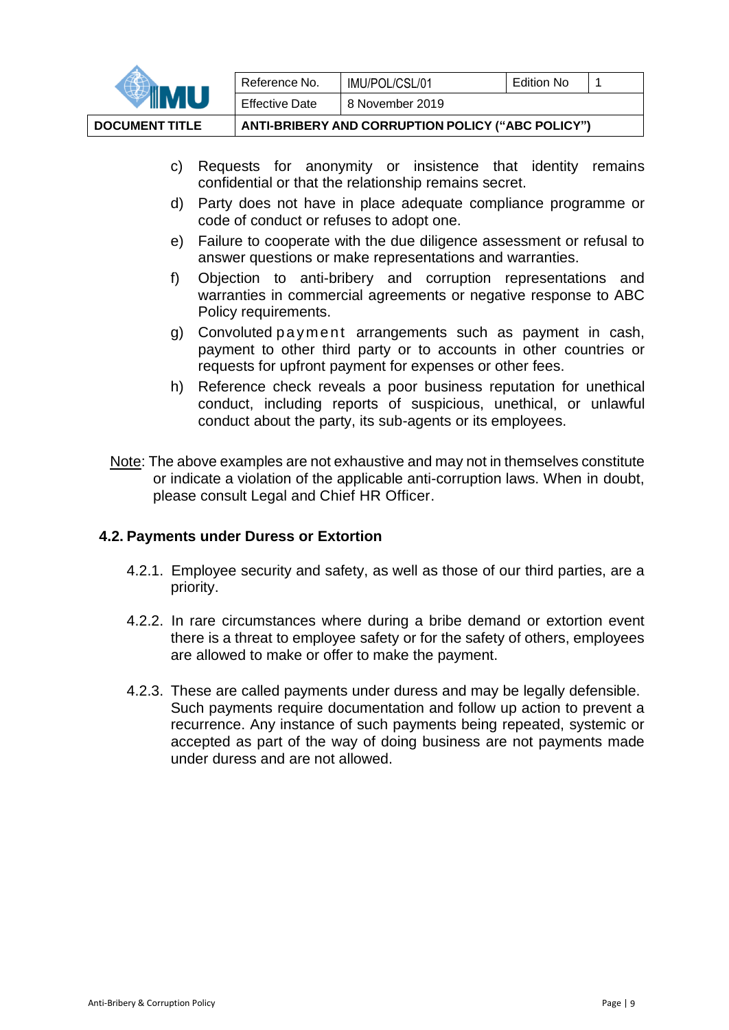c) Requests for anonymity or insistence that identity remains confidential or that the relationship remains secret.

d) Party does not have in place adequate compliance programme or code of conduct or refuses to adopt one.

e) Failure to cooperate with the due diligence assessment or refusal to answer questions or make representations and warranties.

f) Objection to anti-bribery and corruption representations and warranties in commercial agreements or negative response to ABC Policy requirements.

g) Convoluted payment arrangements such as payment in cash, payment to other third party or to accounts in other countries or requests for upfront payment for expenses or other fees.

h) Reference check reveals a poor business reputation for unethical conduct, including reports of suspicious, unethical, or unlawful conduct about the party, its sub-agents or its employees.

Note: The above examples are not exhaustive and may not in themselves constitute or indicate a violation of the applicable anti-corruption laws. When in doubt, please consult Legal and Chief HR Officer.

### 4.2. Payments under Duress or Extortion

4.2.1. Employee security and safety, as well as those of our third parties, are a priority.

4.2.2. In rare circumstances where during a bribe demand or extortion event there is a threat to employee safety or for the safety of others, employees are allowed to make or offer to make the payment.

4.2.3. These are called payments under duress and may be legally defensible. Such payments require documentation and follow up action to prevent a recurrence. Any instance of such payments being repeated, systemic or accepted as part of the way of doing business are not payments made under duress and are not allowed.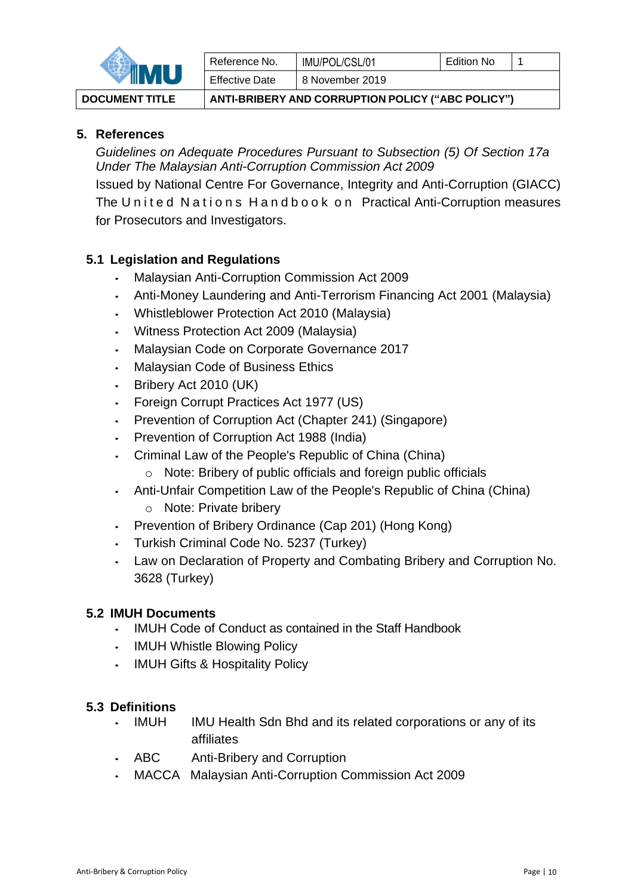## 5. References

*Guidelines on Adequate Procedures Pursuant to Subsection (5) Of Section 17a Under The Malaysian Anti-Corruption Commission Act 2009*

Issued by National Centre For Governance, Integrity and Anti-Corruption (GIACC)

The United Nations Handbook on Practical Anti-Corruption measures for Prosecutors and Investigators.

### 5.1 Legislation and Regulations

- Malaysian Anti-Corruption Commission Act 2009
- Anti-Money Laundering and Anti-Terrorism Financing Act 2001 (Malaysia)
- Whistleblower Protection Act 2010 (Malaysia)
- Witness Protection Act 2009 (Malaysia)
- Malaysian Code on Corporate Governance 2017
- Malaysian Code of Business Ethics
- Bribery Act 2010 (UK)
- Foreign Corrupt Practices Act 1977 (US)
- Prevention of Corruption Act (Chapter 241) (Singapore)
- Prevention of Corruption Act 1988 (India)
- Criminal Law of the People's Republic of China (China)
  - Note: Bribery of public officials and foreign public officials
- Anti-Unfair Competition Law of the People's Republic of China (China)
  - Note: Private bribery
- Prevention of Bribery Ordinance (Cap 201) (Hong Kong)
- Turkish Criminal Code No. 5237 (Turkey)
- Law on Declaration of Property and Combating Bribery and Corruption No. 3628 (Turkey)

### 5.2 IMUH Documents

- IMUH Code of Conduct as contained in the Staff Handbook
- IMUH Whistle Blowing Policy
- IMUH Gifts & Hospitality Policy

### 5.3 Definitions

- IMUH — IMU Health Sdn Bhd and its related corporations or any of its affiliates
- ABC — Anti-Bribery and Corruption
- MACCA — Malaysian Anti-Corruption Commission Act 2009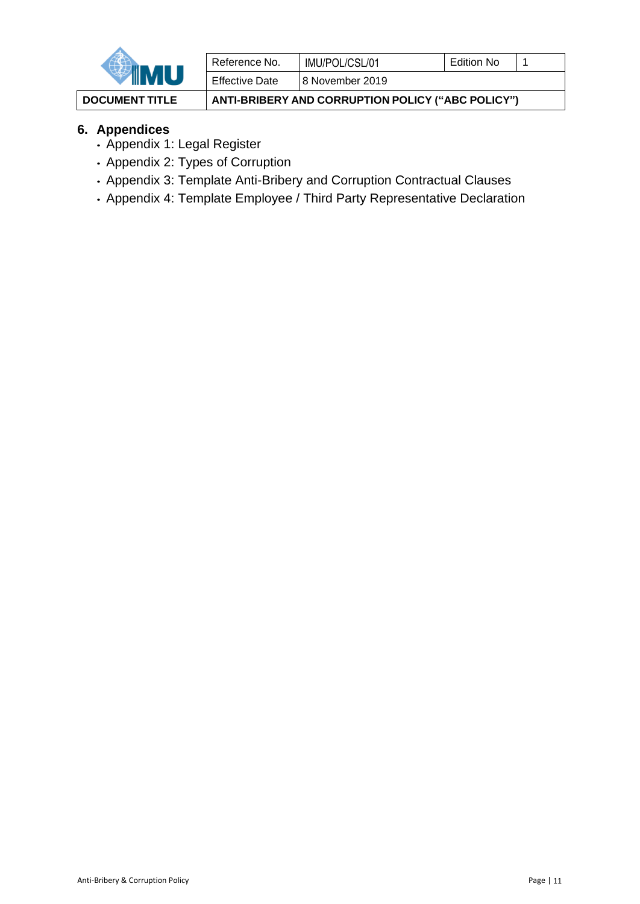## 6. Appendices

- Appendix 1: Legal Register
- Appendix 2: Types of Corruption
- Appendix 3: Template Anti-Bribery and Corruption Contractual Clauses
- Appendix 4: Template Employee / Third Party Representative Declaration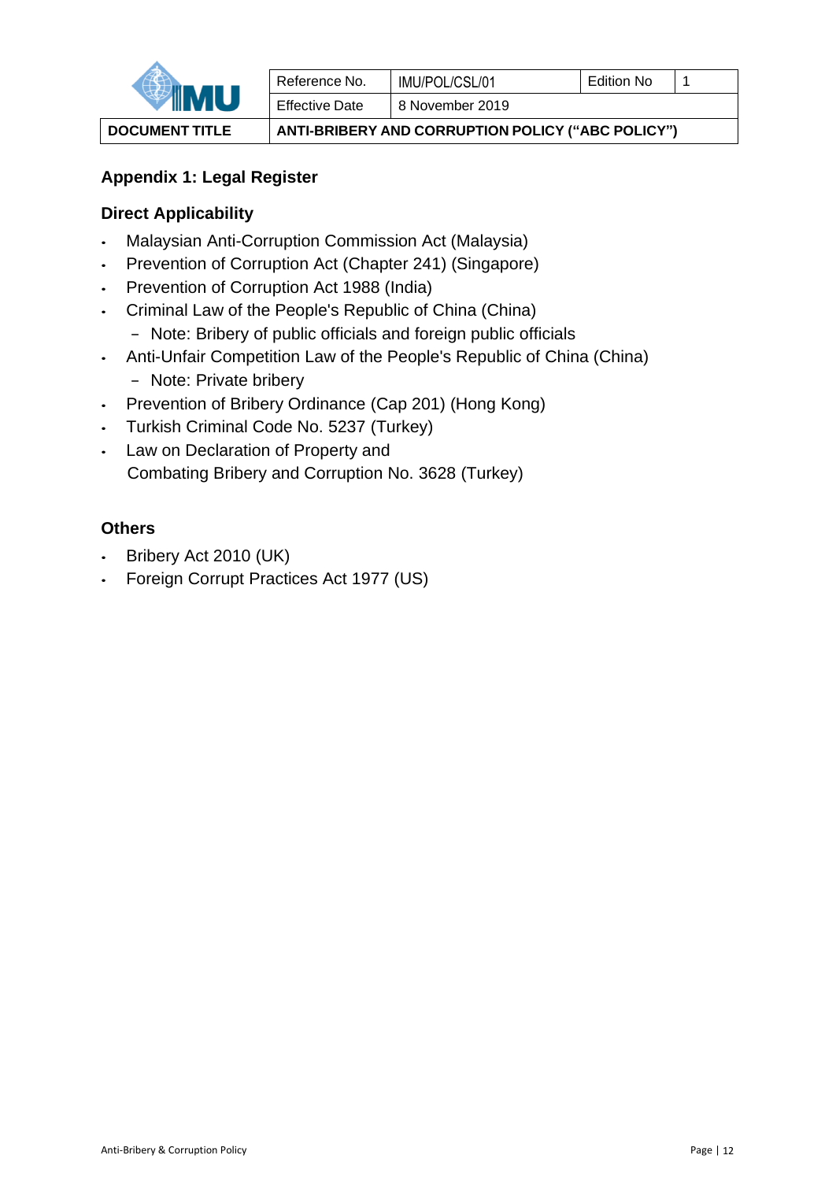## Appendix 1: Legal Register

### Direct Applicability

- Malaysian Anti-Corruption Commission Act (Malaysia)
- Prevention of Corruption Act (Chapter 241) (Singapore)
- Prevention of Corruption Act 1988 (India)
- Criminal Law of the People's Republic of China (China)
  - Note: Bribery of public officials and foreign public officials
- Anti-Unfair Competition Law of the People's Republic of China (China)
  - Note: Private bribery
- Prevention of Bribery Ordinance (Cap 201) (Hong Kong)
- Turkish Criminal Code No. 5237 (Turkey)
- Law on Declaration of Property and Combating Bribery and Corruption No. 3628 (Turkey)

### Others

- Bribery Act 2010 (UK)
- Foreign Corrupt Practices Act 1977 (US)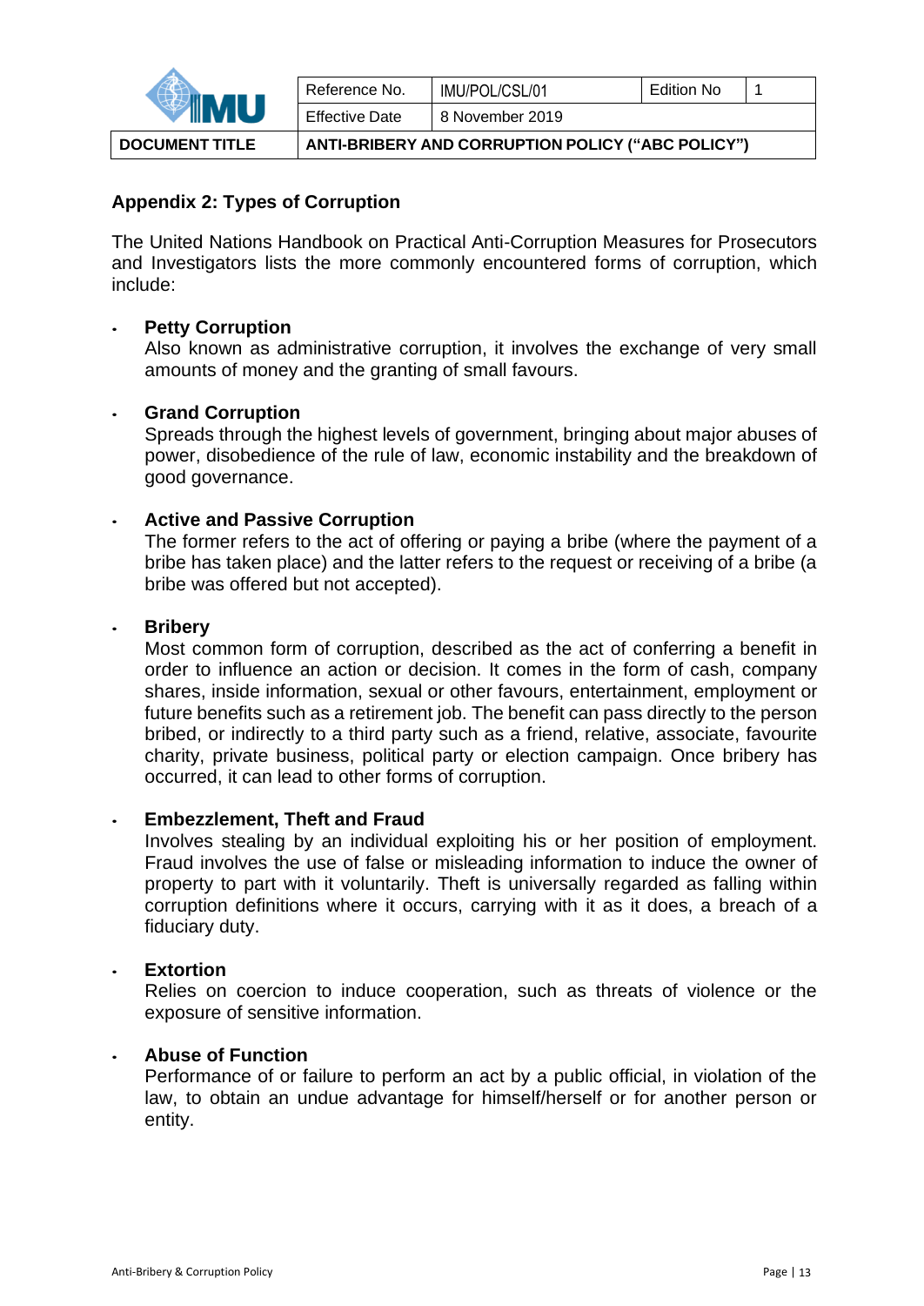## Appendix 2: Types of Corruption

The United Nations Handbook on Practical Anti-Corruption Measures for Prosecutors and Investigators lists the more commonly encountered forms of corruption, which include:

- **Petty Corruption**
  Also known as administrative corruption, it involves the exchange of very small amounts of money and the granting of small favours.

- **Grand Corruption**
  Spreads through the highest levels of government, bringing about major abuses of power, disobedience of the rule of law, economic instability and the breakdown of good governance.

- **Active and Passive Corruption**
  The former refers to the act of offering or paying a bribe (where the payment of a bribe has taken place) and the latter refers to the request or receiving of a bribe (a bribe was offered but not accepted).

- **Bribery**
  Most common form of corruption, described as the act of conferring a benefit in order to influence an action or decision. It comes in the form of cash, company shares, inside information, sexual or other favours, entertainment, employment or future benefits such as a retirement job. The benefit can pass directly to the person bribed, or indirectly to a third party such as a friend, relative, associate, favourite charity, private business, political party or election campaign. Once bribery has occurred, it can lead to other forms of corruption.

- **Embezzlement, Theft and Fraud**
  Involves stealing by an individual exploiting his or her position of employment. Fraud involves the use of false or misleading information to induce the owner of property to part with it voluntarily. Theft is universally regarded as falling within corruption definitions where it occurs, carrying with it as it does, a breach of a fiduciary duty.

- **Extortion**
  Relies on coercion to induce cooperation, such as threats of violence or the exposure of sensitive information.

- **Abuse of Function**
  Performance of or failure to perform an act by a public official, in violation of the law, to obtain an undue advantage for himself/herself or for another person or entity.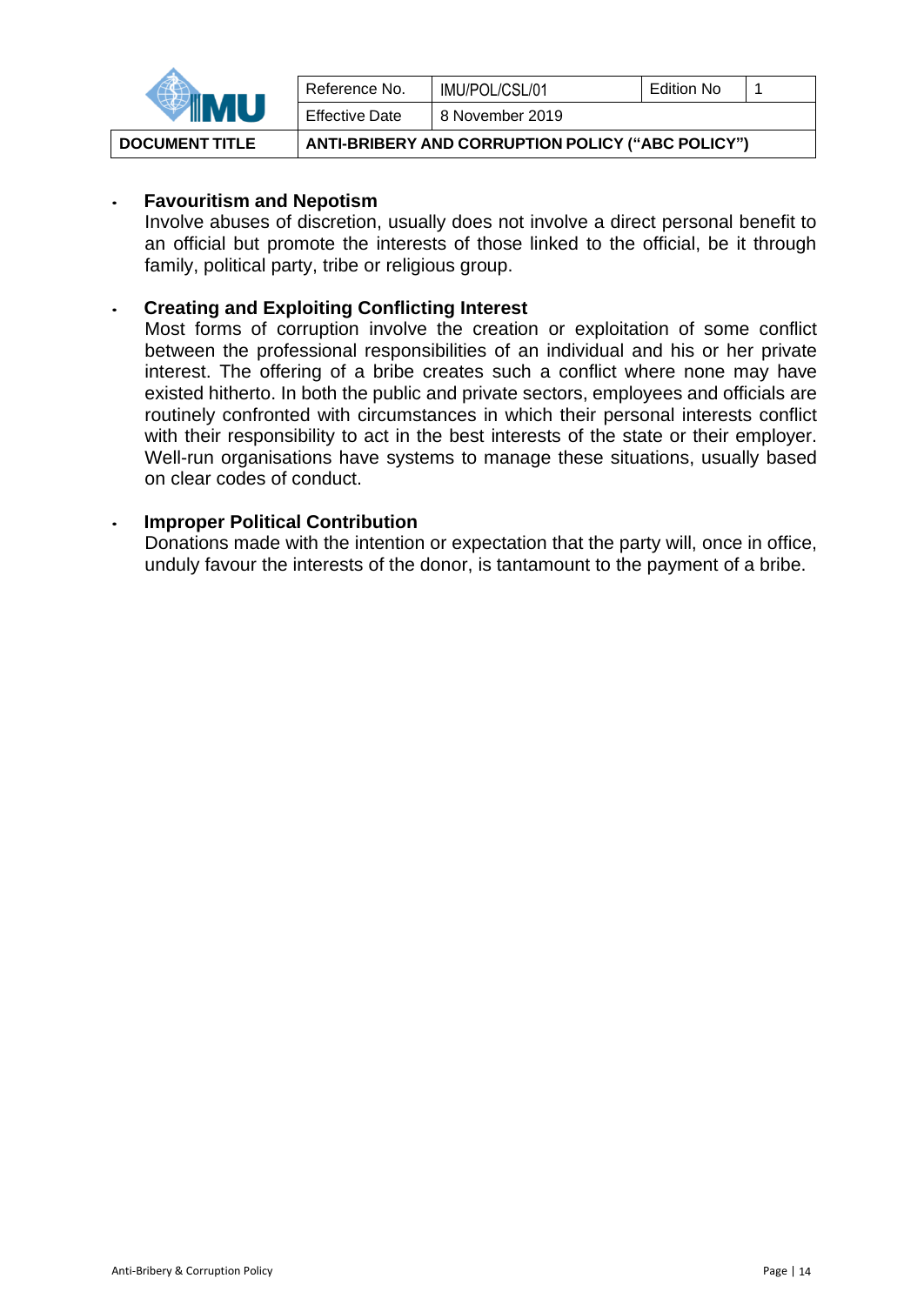- **Favouritism and Nepotism**
  Involve abuses of discretion, usually does not involve a direct personal benefit to an official but promote the interests of those linked to the official, be it through family, political party, tribe or religious group.

- **Creating and Exploiting Conflicting Interest**
  Most forms of corruption involve the creation or exploitation of some conflict between the professional responsibilities of an individual and his or her private interest. The offering of a bribe creates such a conflict where none may have existed hitherto. In both the public and private sectors, employees and officials are routinely confronted with circumstances in which their personal interests conflict with their responsibility to act in the best interests of the state or their employer. Well-run organisations have systems to manage these situations, usually based on clear codes of conduct.

- **Improper Political Contribution**
  Donations made with the intention or expectation that the party will, once in office, unduly favour the interests of the donor, is tantamount to the payment of a bribe.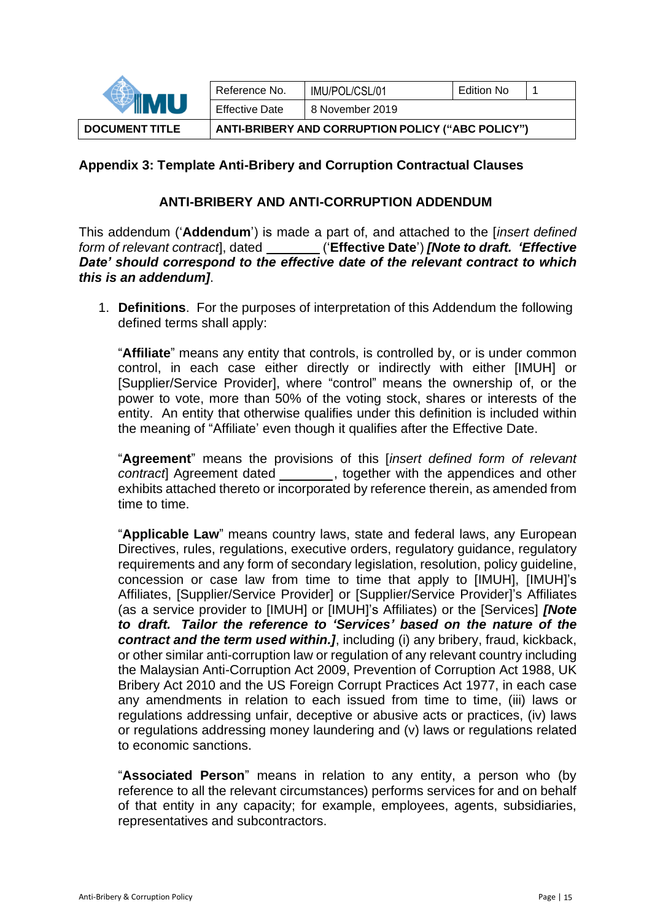## Appendix 3: Template Anti-Bribery and Corruption Contractual Clauses

### ANTI-BRIBERY AND ANTI-CORRUPTION ADDENDUM

This addendum ('**Addendum**') is made a part of, and attached to the [*insert defined form of relevant contract*], dated ________ ('**Effective Date**') ***[Note to draft. 'Effective Date' should correspond to the effective date of the relevant contract to which this is an addendum]***.

1. **Definitions**. For the purposes of interpretation of this Addendum the following defined terms shall apply:

   "**Affiliate**" means any entity that controls, is controlled by, or is under common control, in each case either directly or indirectly with either [IMUH] or [Supplier/Service Provider], where "control" means the ownership of, or the power to vote, more than 50% of the voting stock, shares or interests of the entity. An entity that otherwise qualifies under this definition is included within the meaning of "Affiliate' even though it qualifies after the Effective Date.

   "**Agreement**" means the provisions of this [*insert defined form of relevant contract*] Agreement dated ________, together with the appendices and other exhibits attached thereto or incorporated by reference therein, as amended from time to time.

   "**Applicable Law**" means country laws, state and federal laws, any European Directives, rules, regulations, executive orders, regulatory guidance, regulatory requirements and any form of secondary legislation, resolution, policy guideline, concession or case law from time to time that apply to [IMUH], [IMUH]'s Affiliates, [Supplier/Service Provider] or [Supplier/Service Provider]'s Affiliates (as a service provider to [IMUH] or [IMUH]'s Affiliates) or the [Services] ***[Note to draft. Tailor the reference to 'Services' based on the nature of the contract and the term used within.]***, including (i) any bribery, fraud, kickback, or other similar anti-corruption law or regulation of any relevant country including the Malaysian Anti-Corruption Act 2009, Prevention of Corruption Act 1988, UK Bribery Act 2010 and the US Foreign Corrupt Practices Act 1977, in each case any amendments in relation to each issued from time to time, (iii) laws or regulations addressing unfair, deceptive or abusive acts or practices, (iv) laws or regulations addressing money laundering and (v) laws or regulations related to economic sanctions.

   "**Associated Person**" means in relation to any entity, a person who (by reference to all the relevant circumstances) performs services for and on behalf of that entity in any capacity; for example, employees, agents, subsidiaries, representatives and subcontractors.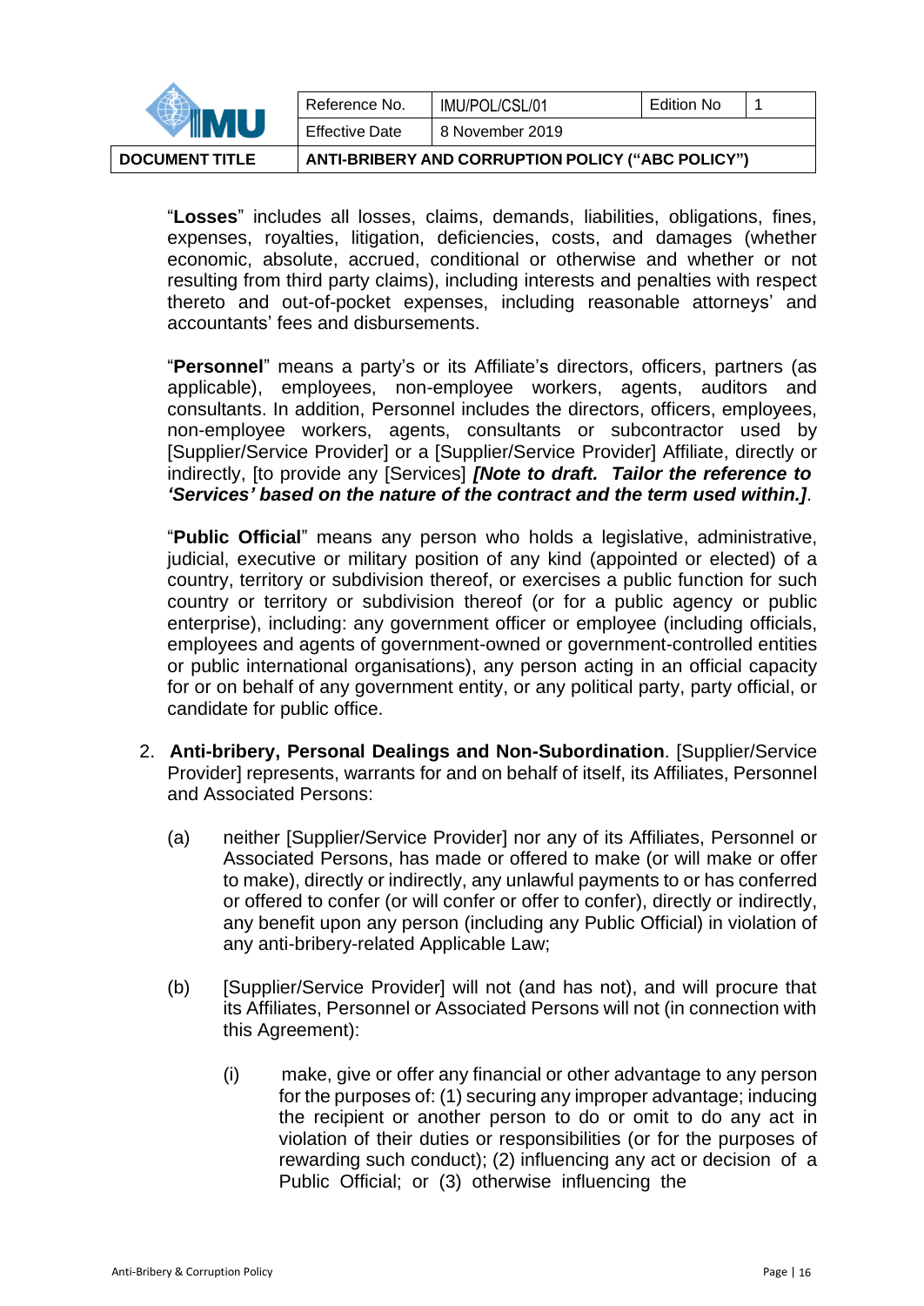"**Losses**" includes all losses, claims, demands, liabilities, obligations, fines, expenses, royalties, litigation, deficiencies, costs, and damages (whether economic, absolute, accrued, conditional or otherwise and whether or not resulting from third party claims), including interests and penalties with respect thereto and out-of-pocket expenses, including reasonable attorneys' and accountants' fees and disbursements.

"**Personnel**" means a party's or its Affiliate's directors, officers, partners (as applicable), employees, non-employee workers, agents, auditors and consultants. In addition, Personnel includes the directors, officers, employees, non-employee workers, agents, consultants or subcontractor used by [Supplier/Service Provider] or a [Supplier/Service Provider] Affiliate, directly or indirectly, [to provide any [Services] ***[Note to draft. Tailor the reference to 'Services' based on the nature of the contract and the term used within.]***.

"**Public Official**" means any person who holds a legislative, administrative, judicial, executive or military position of any kind (appointed or elected) of a country, territory or subdivision thereof, or exercises a public function for such country or territory or subdivision thereof (or for a public agency or public enterprise), including: any government officer or employee (including officials, employees and agents of government-owned or government-controlled entities or public international organisations), any person acting in an official capacity for or on behalf of any government entity, or any political party, party official, or candidate for public office.

2. **Anti-bribery, Personal Dealings and Non-Subordination**. [Supplier/Service Provider] represents, warrants for and on behalf of itself, its Affiliates, Personnel and Associated Persons:

   (a) neither [Supplier/Service Provider] nor any of its Affiliates, Personnel or Associated Persons, has made or offered to make (or will make or offer to make), directly or indirectly, any unlawful payments to or has conferred or offered to confer (or will confer or offer to confer), directly or indirectly, any benefit upon any person (including any Public Official) in violation of any anti-bribery-related Applicable Law;

   (b) [Supplier/Service Provider] will not (and has not), and will procure that its Affiliates, Personnel or Associated Persons will not (in connection with this Agreement):

      (i) make, give or offer any financial or other advantage to any person for the purposes of: (1) securing any improper advantage; inducing the recipient or another person to do or omit to do any act in violation of their duties or responsibilities (or for the purposes of rewarding such conduct); (2) influencing any act or decision of a Public Official; or (3) otherwise influencing the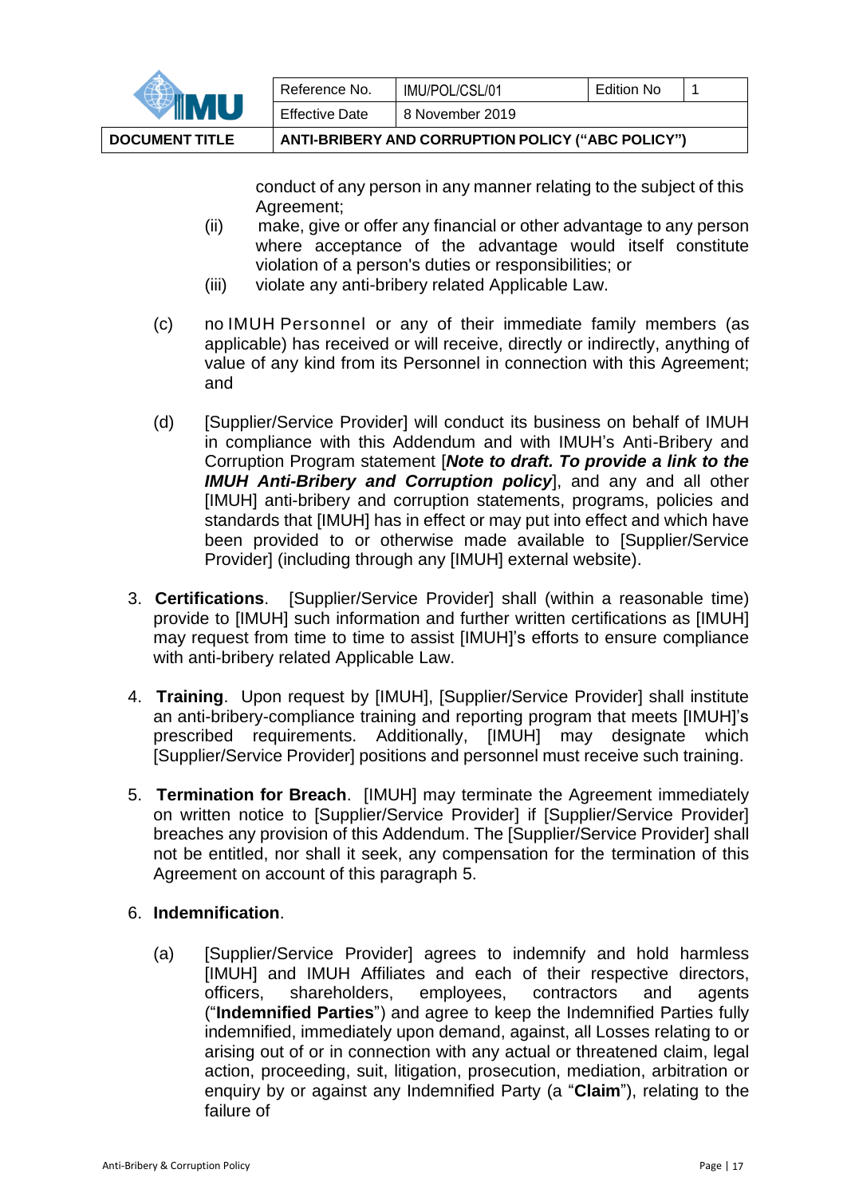conduct of any person in any manner relating to the subject of this Agreement;

(ii) make, give or offer any financial or other advantage to any person where acceptance of the advantage would itself constitute violation of a person's duties or responsibilities; or

(iii) violate any anti-bribery related Applicable Law.

(c) no IMUH Personnel or any of their immediate family members (as applicable) has received or will receive, directly or indirectly, anything of value of any kind from its Personnel in connection with this Agreement; and

(d) [Supplier/Service Provider] will conduct its business on behalf of IMUH in compliance with this Addendum and with IMUH's Anti-Bribery and Corruption Program statement [***Note to draft. To provide a link to the IMUH Anti-Bribery and Corruption policy***], and any and all other [IMUH] anti-bribery and corruption statements, programs, policies and standards that [IMUH] has in effect or may put into effect and which have been provided to or otherwise made available to [Supplier/Service Provider] (including through any [IMUH] external website).

3. **Certifications**. [Supplier/Service Provider] shall (within a reasonable time) provide to [IMUH] such information and further written certifications as [IMUH] may request from time to time to assist [IMUH]'s efforts to ensure compliance with anti-bribery related Applicable Law.

4. **Training**. Upon request by [IMUH], [Supplier/Service Provider] shall institute an anti-bribery-compliance training and reporting program that meets [IMUH]'s prescribed requirements. Additionally, [IMUH] may designate which [Supplier/Service Provider] positions and personnel must receive such training.

5. **Termination for Breach**. [IMUH] may terminate the Agreement immediately on written notice to [Supplier/Service Provider] if [Supplier/Service Provider] breaches any provision of this Addendum. The [Supplier/Service Provider] shall not be entitled, nor shall it seek, any compensation for the termination of this Agreement on account of this paragraph 5.

6. **Indemnification**.

(a) [Supplier/Service Provider] agrees to indemnify and hold harmless [IMUH] and IMUH Affiliates and each of their respective directors, officers, shareholders, employees, contractors and agents ("**Indemnified Parties**") and agree to keep the Indemnified Parties fully indemnified, immediately upon demand, against, all Losses relating to or arising out of or in connection with any actual or threatened claim, legal action, proceeding, suit, litigation, prosecution, mediation, arbitration or enquiry by or against any Indemnified Party (a "**Claim**"), relating to the failure of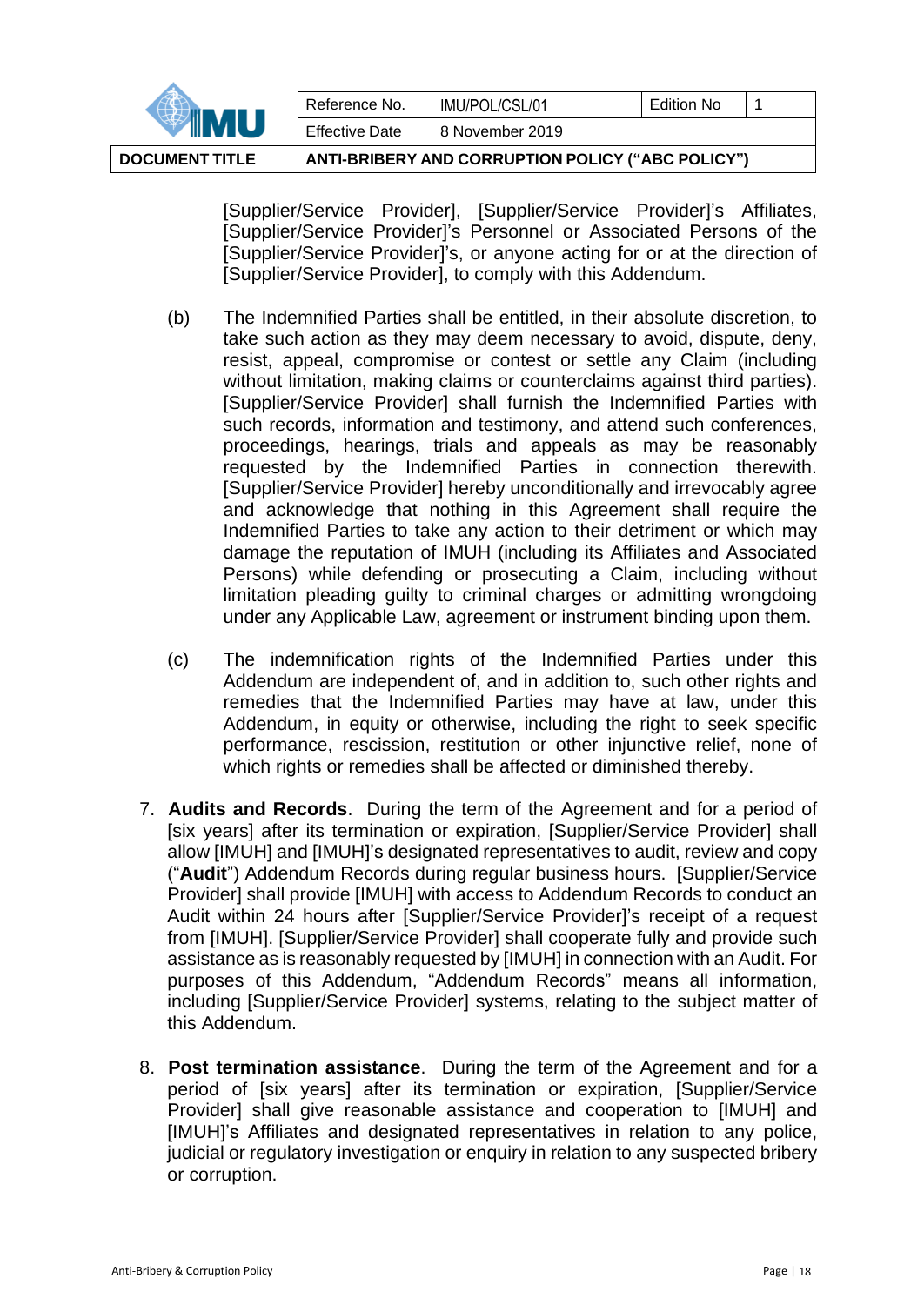[Supplier/Service Provider], [Supplier/Service Provider]'s Affiliates, [Supplier/Service Provider]'s Personnel or Associated Persons of the [Supplier/Service Provider]'s, or anyone acting for or at the direction of [Supplier/Service Provider], to comply with this Addendum.

(b) The Indemnified Parties shall be entitled, in their absolute discretion, to take such action as they may deem necessary to avoid, dispute, deny, resist, appeal, compromise or contest or settle any Claim (including without limitation, making claims or counterclaims against third parties). [Supplier/Service Provider] shall furnish the Indemnified Parties with such records, information and testimony, and attend such conferences, proceedings, hearings, trials and appeals as may be reasonably requested by the Indemnified Parties in connection therewith. [Supplier/Service Provider] hereby unconditionally and irrevocably agree and acknowledge that nothing in this Agreement shall require the Indemnified Parties to take any action to their detriment or which may damage the reputation of IMUH (including its Affiliates and Associated Persons) while defending or prosecuting a Claim, including without limitation pleading guilty to criminal charges or admitting wrongdoing under any Applicable Law, agreement or instrument binding upon them.

(c) The indemnification rights of the Indemnified Parties under this Addendum are independent of, and in addition to, such other rights and remedies that the Indemnified Parties may have at law, under this Addendum, in equity or otherwise, including the right to seek specific performance, rescission, restitution or other injunctive relief, none of which rights or remedies shall be affected or diminished thereby.

7. **Audits and Records**. During the term of the Agreement and for a period of [six years] after its termination or expiration, [Supplier/Service Provider] shall allow [IMUH] and [IMUH]'s designated representatives to audit, review and copy ("**Audit**") Addendum Records during regular business hours. [Supplier/Service Provider] shall provide [IMUH] with access to Addendum Records to conduct an Audit within 24 hours after [Supplier/Service Provider]'s receipt of a request from [IMUH]. [Supplier/Service Provider] shall cooperate fully and provide such assistance as is reasonably requested by [IMUH] in connection with an Audit. For purposes of this Addendum, "Addendum Records" means all information, including [Supplier/Service Provider] systems, relating to the subject matter of this Addendum.

8. **Post termination assistance**. During the term of the Agreement and for a period of [six years] after its termination or expiration, [Supplier/Service Provider] shall give reasonable assistance and cooperation to [IMUH] and [IMUH]'s Affiliates and designated representatives in relation to any police, judicial or regulatory investigation or enquiry in relation to any suspected bribery or corruption.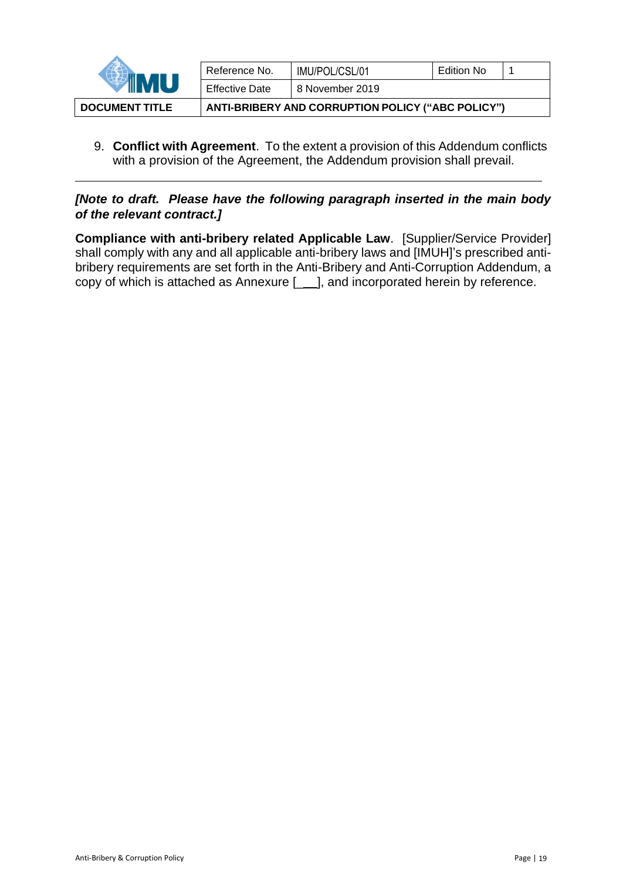9. **Conflict with Agreement**. To the extent a provision of this Addendum conflicts with a provision of the Agreement, the Addendum provision shall prevail.

---

***[Note to draft. Please have the following paragraph inserted in the main body of the relevant contract.]***

**Compliance with anti-bribery related Applicable Law**. [Supplier/Service Provider] shall comply with any and all applicable anti-bribery laws and [IMUH]'s prescribed anti-bribery requirements are set forth in the Anti-Bribery and Anti-Corruption Addendum, a copy of which is attached as Annexure [\_\_\_], and incorporated herein by reference.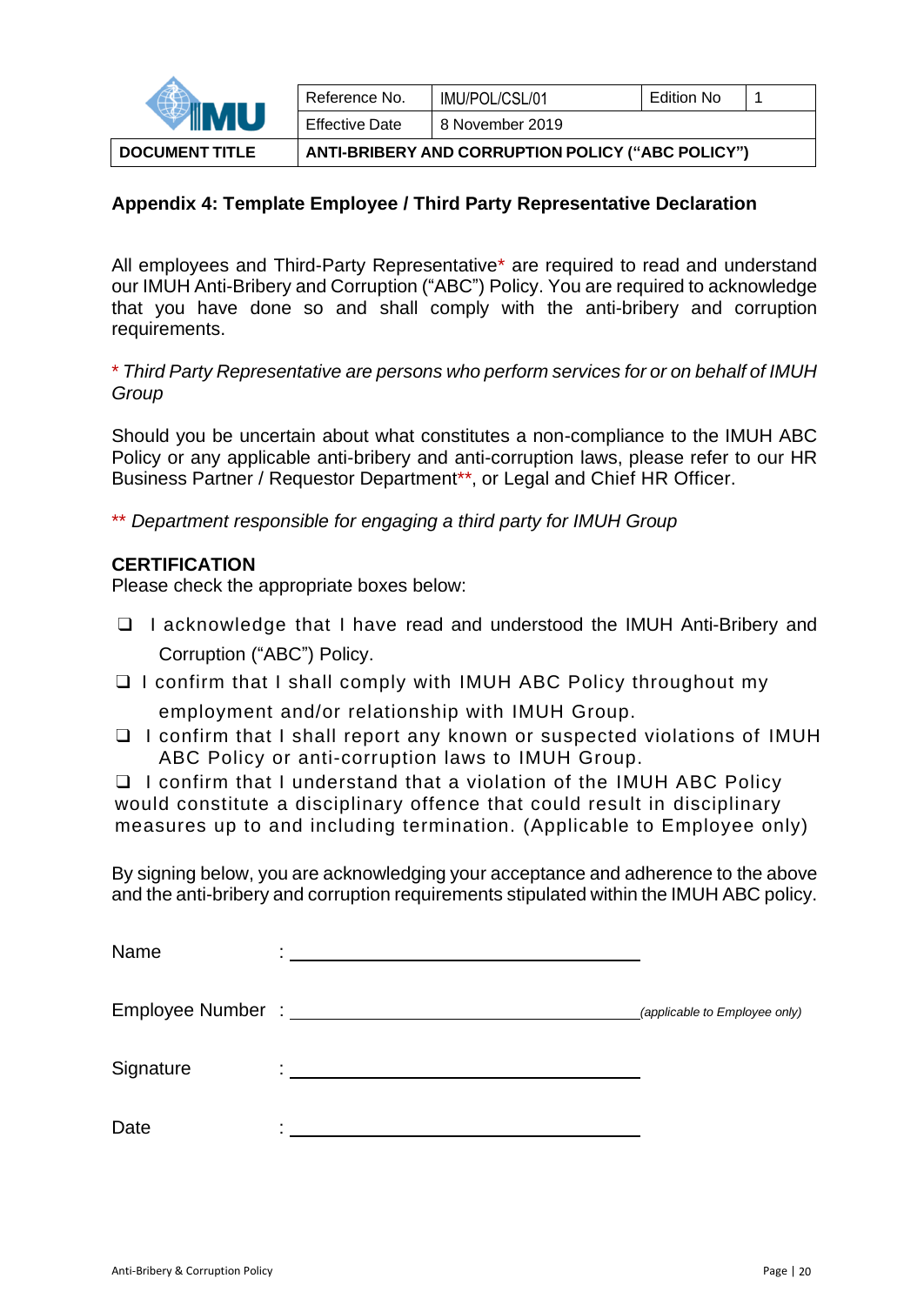## Appendix 4: Template Employee / Third Party Representative Declaration

All employees and Third-Party Representative* are required to read and understand our IMUH Anti-Bribery and Corruption ("ABC") Policy. You are required to acknowledge that you have done so and shall comply with the anti-bribery and corruption requirements.

*\* Third Party Representative are persons who perform services for or on behalf of IMUH Group*

Should you be uncertain about what constitutes a non-compliance to the IMUH ABC Policy or any applicable anti-bribery and anti-corruption laws, please refer to our HR Business Partner / Requestor Department**, or Legal and Chief HR Officer.

*\*\* Department responsible for engaging a third party for IMUH Group*

**CERTIFICATION**

Please check the appropriate boxes below:

- ❑ I acknowledge that I have read and understood the IMUH Anti-Bribery and Corruption ("ABC") Policy.
- ❑ I confirm that I shall comply with IMUH ABC Policy throughout my employment and/or relationship with IMUH Group.
- ❑ I confirm that I shall report any known or suspected violations of IMUH ABC Policy or anti-corruption laws to IMUH Group.
- ❑ I confirm that I understand that a violation of the IMUH ABC Policy would constitute a disciplinary offence that could result in disciplinary measures up to and including termination. (Applicable to Employee only)

By signing below, you are acknowledging your acceptance and adherence to the above and the anti-bribery and corruption requirements stipulated within the IMUH ABC policy.

Name : ______________________________

Employee Number : ______________________________ *(applicable to Employee only)*

Signature : ______________________________

Date : ______________________________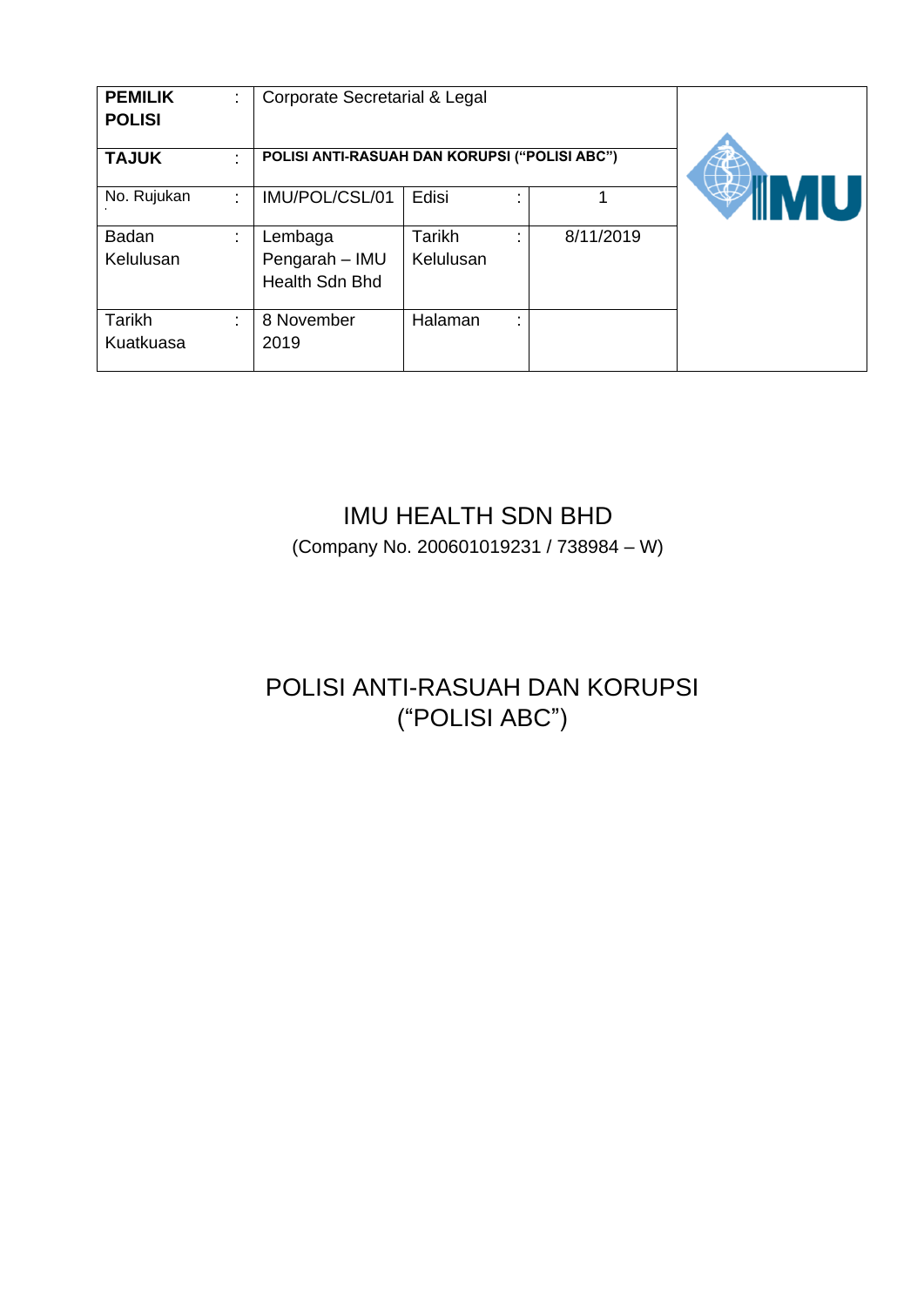| | | | | | |
|---|---|---|---|---|---|
| **PEMILIK POLISI** | : | Corporate Secretarial & Legal | | | |
| **TAJUK** | : | **POLISI ANTI-RASUAH DAN KORUPSI ("POLISI ABC")** | | | |
| No. Rujukan | : | IMU/POL/CSL/01 | Edisi : | 1 | |
| Badan Kelulusan | : | Lembaga Pengarah – IMU Health Sdn Bhd | Tarikh Kelulusan : | 8/11/2019 | |
| Tarikh Kuatkuasa | : | 8 November 2019 | Halaman : | | |

# IMU HEALTH SDN BHD

(Company No. 200601019231 / 738984 – W)

# POLISI ANTI-RASUAH DAN KORUPSI ("POLISI ABC")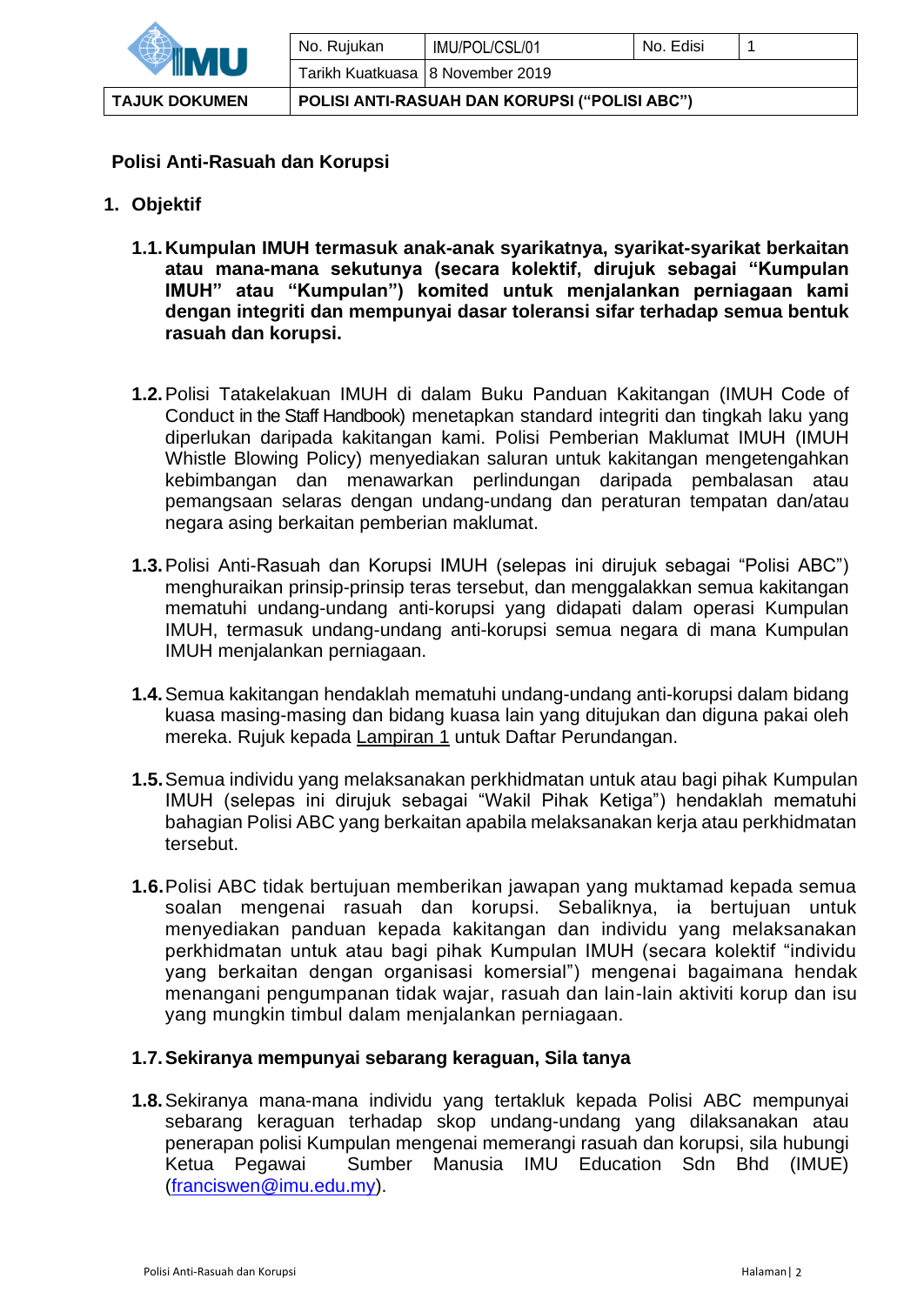| | No. Rujukan | IMU/POL/CSL/01 | No. Edisi | 1 |
|---|---|---|---|---|
| | Tarikh Kuatkuasa | 8 November 2019 | | |
| **TAJUK DOKUMEN** | **POLISI ANTI-RASUAH DAN KORUPSI ("POLISI ABC")** | | | |

## Polisi Anti-Rasuah dan Korupsi

### 1. Objektif

**1.1. Kumpulan IMUH termasuk anak-anak syarikatnya, syarikat-syarikat berkaitan atau mana-mana sekutunya (secara kolektif, dirujuk sebagai "Kumpulan IMUH" atau "Kumpulan") komited untuk menjalankan perniagaan kami dengan integriti dan mempunyai dasar toleransi sifar terhadap semua bentuk rasuah dan korupsi.**

**1.2.** Polisi Tatakelakuan IMUH di dalam Buku Panduan Kakitangan (IMUH Code of Conduct in the Staff Handbook) menetapkan standard integriti dan tingkah laku yang diperlukan daripada kakitangan kami. Polisi Pemberian Maklumat IMUH (IMUH Whistle Blowing Policy) menyediakan saluran untuk kakitangan mengetengahkan kebimbangan dan menawarkan perlindungan daripada pembalasan atau pemangsaan selaras dengan undang-undang dan peraturan tempatan dan/atau negara asing berkaitan pemberian maklumat.

**1.3.** Polisi Anti-Rasuah dan Korupsi IMUH (selepas ini dirujuk sebagai "Polisi ABC") menghuraikan prinsip-prinsip teras tersebut, dan menggalakkan semua kakitangan mematuhi undang-undang anti-korupsi yang didapati dalam operasi Kumpulan IMUH, termasuk undang-undang anti-korupsi semua negara di mana Kumpulan IMUH menjalankan perniagaan.

**1.4.** Semua kakitangan hendaklah mematuhi undang-undang anti-korupsi dalam bidang kuasa masing-masing dan bidang kuasa lain yang ditujukan dan diguna pakai oleh mereka. Rujuk kepada <u>Lampiran 1</u> untuk Daftar Perundangan.

**1.5.** Semua individu yang melaksanakan perkhidmatan untuk atau bagi pihak Kumpulan IMUH (selepas ini dirujuk sebagai "Wakil Pihak Ketiga") hendaklah mematuhi bahagian Polisi ABC yang berkaitan apabila melaksanakan kerja atau perkhidmatan tersebut.

**1.6.** Polisi ABC tidak bertujuan memberikan jawapan yang muktamad kepada semua soalan mengenai rasuah dan korupsi. Sebaliknya, ia bertujuan untuk menyediakan panduan kepada kakitangan dan individu yang melaksanakan perkhidmatan untuk atau bagi pihak Kumpulan IMUH (secara kolektif "individu yang berkaitan dengan organisasi komersial") mengenai bagaimana hendak menangani pengumpanan tidak wajar, rasuah dan lain-lain aktiviti korup dan isu yang mungkin timbul dalam menjalankan perniagaan.

**1.7. Sekiranya mempunyai sebarang keraguan, Sila tanya**

**1.8.** Sekiranya mana-mana individu yang tertakluk kepada Polisi ABC mempunyai sebarang keraguan terhadap skop undang-undang yang dilaksanakan atau penerapan polisi Kumpulan mengenai memerangi rasuah dan korupsi, sila hubungi Ketua Pegawai Sumber Manusia IMU Education Sdn Bhd (IMUE) (franciswen@imu.edu.my).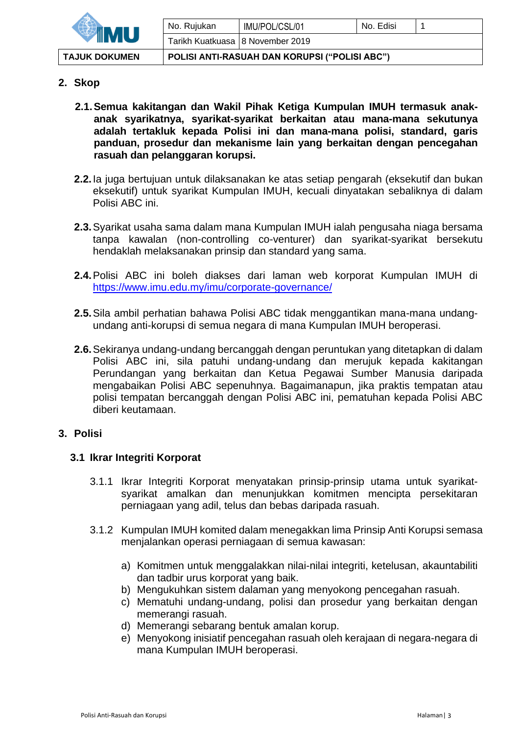## 2. Skop

**2.1. Semua kakitangan dan Wakil Pihak Ketiga Kumpulan IMUH termasuk anak-anak syarikatnya, syarikat-syarikat berkaitan atau mana-mana sekutunya adalah tertakluk kepada Polisi ini dan mana-mana polisi, standard, garis panduan, prosedur dan mekanisme lain yang berkaitan dengan pencegahan rasuah dan pelanggaran korupsi.**

**2.2.** Ia juga bertujuan untuk dilaksanakan ke atas setiap pengarah (eksekutif dan bukan eksekutif) untuk syarikat Kumpulan IMUH, kecuali dinyatakan sebaliknya di dalam Polisi ABC ini.

**2.3.** Syarikat usaha sama dalam mana Kumpulan IMUH ialah pengusaha niaga bersama tanpa kawalan (non-controlling co-venturer) dan syarikat-syarikat bersekutu hendaklah melaksanakan prinsip dan standard yang sama.

**2.4.** Polisi ABC ini boleh diakses dari laman web korporat Kumpulan IMUH di https://www.imu.edu.my/imu/corporate-governance/

**2.5.** Sila ambil perhatian bahawa Polisi ABC tidak menggantikan mana-mana undang-undang anti-korupsi di semua negara di mana Kumpulan IMUH beroperasi.

**2.6.** Sekiranya undang-undang bercanggah dengan peruntukan yang ditetapkan di dalam Polisi ABC ini, sila patuhi undang-undang dan merujuk kepada kakitangan Perundangan yang berkaitan dan Ketua Pegawai Sumber Manusia daripada mengabaikan Polisi ABC sepenuhnya. Bagaimanapun, jika praktis tempatan atau polisi tempatan bercanggah dengan Polisi ABC ini, pematuhan kepada Polisi ABC diberi keutamaan.

## 3. Polisi

### 3.1 Ikrar Integriti Korporat

3.1.1 Ikrar Integriti Korporat menyatakan prinsip-prinsip utama untuk syarikat-syarikat amalkan dan menunjukkan komitmen mencipta persekitaran perniagaan yang adil, telus dan bebas daripada rasuah.

3.1.2 Kumpulan IMUH komited dalam menegakkan lima Prinsip Anti Korupsi semasa menjalankan operasi perniagaan di semua kawasan:

a) Komitmen untuk menggalakkan nilai-nilai integriti, ketelusan, akauntabiliti dan tadbir urus korporat yang baik.
b) Mengukuhkan sistem dalaman yang menyokong pencegahan rasuah.
c) Mematuhi undang-undang, polisi dan prosedur yang berkaitan dengan memerangi rasuah.
d) Memerangi sebarang bentuk amalan korup.
e) Menyokong inisiatif pencegahan rasuah oleh kerajaan di negara-negara di mana Kumpulan IMUH beroperasi.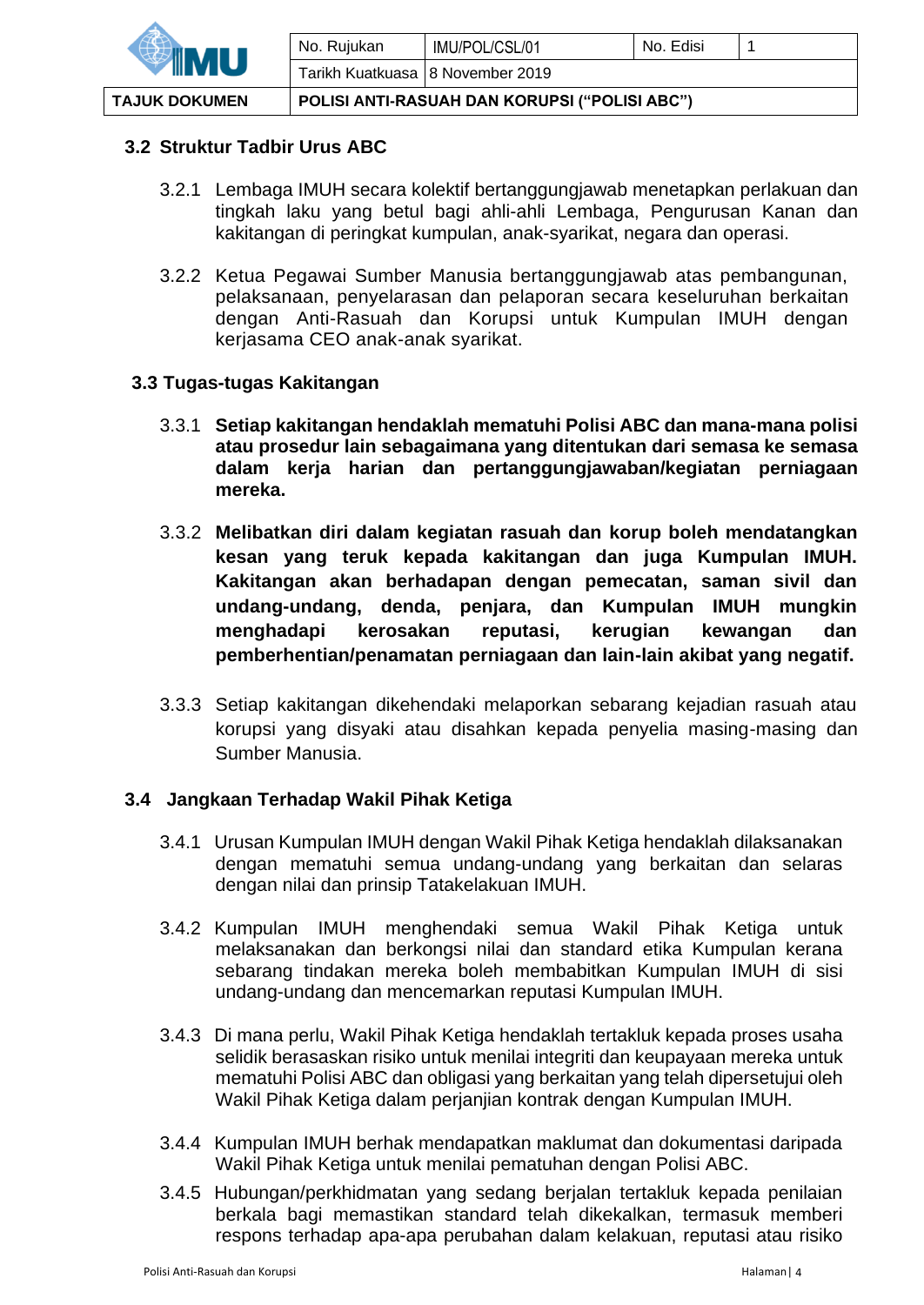### 3.2 Struktur Tadbir Urus ABC

3.2.1 Lembaga IMUH secara kolektif bertanggungjawab menetapkan perlakuan dan tingkah laku yang betul bagi ahli-ahli Lembaga, Pengurusan Kanan dan kakitangan di peringkat kumpulan, anak-syarikat, negara dan operasi.

3.2.2 Ketua Pegawai Sumber Manusia bertanggungjawab atas pembangunan, pelaksanaan, penyelarasan dan pelaporan secara keseluruhan berkaitan dengan Anti-Rasuah dan Korupsi untuk Kumpulan IMUH dengan kerjasama CEO anak-anak syarikat.

### 3.3 Tugas-tugas Kakitangan

3.3.1 **Setiap kakitangan hendaklah mematuhi Polisi ABC dan mana-mana polisi atau prosedur lain sebagaimana yang ditentukan dari semasa ke semasa dalam kerja harian dan pertanggungjawaban/kegiatan perniagaan mereka.**

3.3.2 **Melibatkan diri dalam kegiatan rasuah dan korup boleh mendatangkan kesan yang teruk kepada kakitangan dan juga Kumpulan IMUH. Kakitangan akan berhadapan dengan pemecatan, saman sivil dan undang-undang, denda, penjara, dan Kumpulan IMUH mungkin menghadapi kerosakan reputasi, kerugian kewangan dan pemberhentian/penamatan perniagaan dan lain-lain akibat yang negatif.**

3.3.3 Setiap kakitangan dikehendaki melaporkan sebarang kejadian rasuah atau korupsi yang disyaki atau disahkan kepada penyelia masing-masing dan Sumber Manusia.

### 3.4 Jangkaan Terhadap Wakil Pihak Ketiga

3.4.1 Urusan Kumpulan IMUH dengan Wakil Pihak Ketiga hendaklah dilaksanakan dengan mematuhi semua undang-undang yang berkaitan dan selaras dengan nilai dan prinsip Tatakelakuan IMUH.

3.4.2 Kumpulan IMUH menghendaki semua Wakil Pihak Ketiga untuk melaksanakan dan berkongsi nilai dan standard etika Kumpulan kerana sebarang tindakan mereka boleh membabitkan Kumpulan IMUH di sisi undang-undang dan mencemarkan reputasi Kumpulan IMUH.

3.4.3 Di mana perlu, Wakil Pihak Ketiga hendaklah tertakluk kepada proses usaha selidik berasaskan risiko untuk menilai integriti dan keupayaan mereka untuk mematuhi Polisi ABC dan obligasi yang berkaitan yang telah dipersetujui oleh Wakil Pihak Ketiga dalam perjanjian kontrak dengan Kumpulan IMUH.

3.4.4 Kumpulan IMUH berhak mendapatkan maklumat dan dokumentasi daripada Wakil Pihak Ketiga untuk menilai pematuhan dengan Polisi ABC.

3.4.5 Hubungan/perkhidmatan yang sedang berjalan tertakluk kepada penilaian berkala bagi memastikan standard telah dikekalkan, termasuk memberi respons terhadap apa-apa perubahan dalam kelakuan, reputasi atau risiko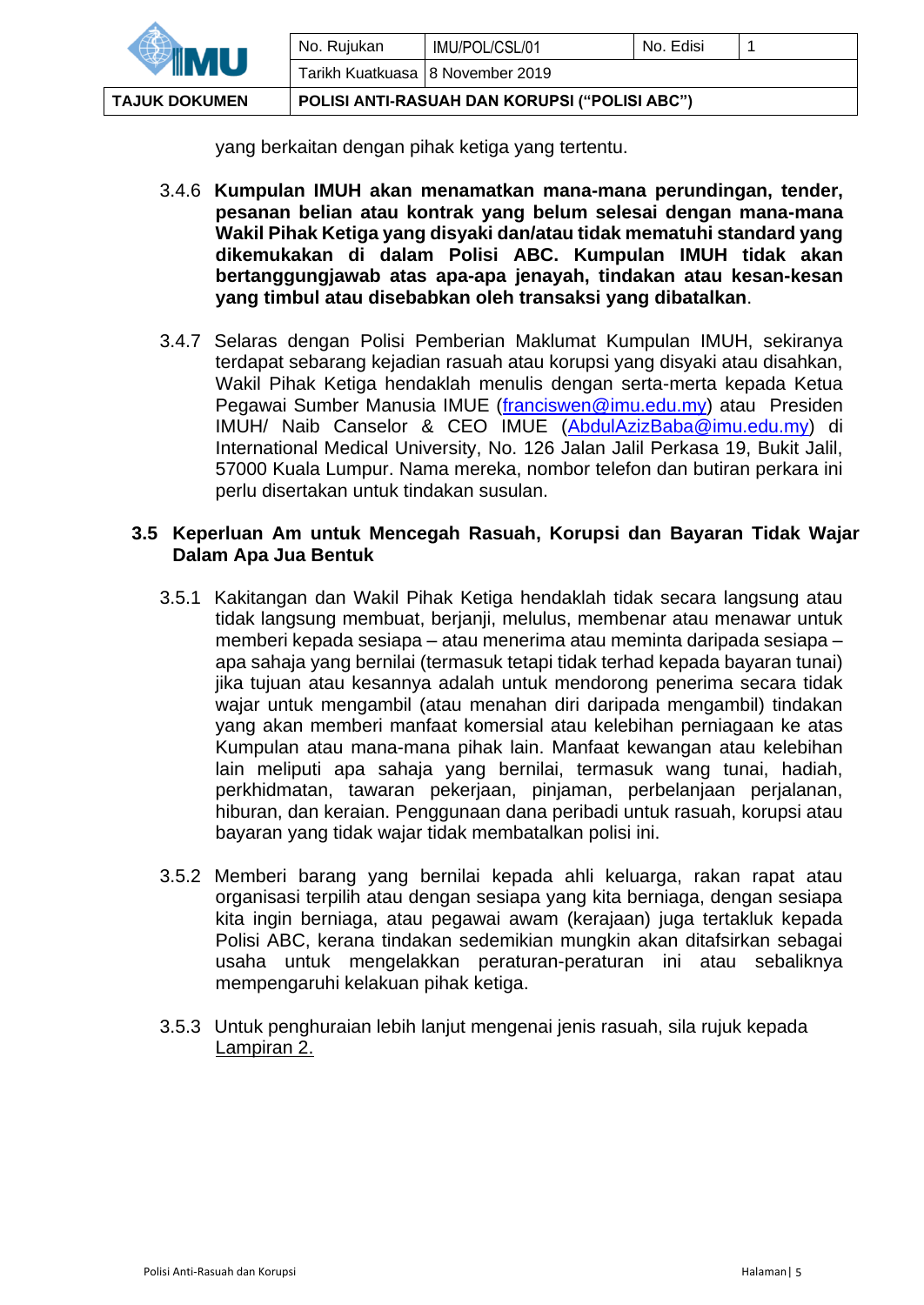yang berkaitan dengan pihak ketiga yang tertentu.

3.4.6 **Kumpulan IMUH akan menamatkan mana-mana perundingan, tender, pesanan belian atau kontrak yang belum selesai dengan mana-mana Wakil Pihak Ketiga yang disyaki dan/atau tidak mematuhi standard yang dikemukakan di dalam Polisi ABC. Kumpulan IMUH tidak akan bertanggungjawab atas apa-apa jenayah, tindakan atau kesan-kesan yang timbul atau disebabkan oleh transaksi yang dibatalkan**.

3.4.7 Selaras dengan Polisi Pemberian Maklumat Kumpulan IMUH, sekiranya terdapat sebarang kejadian rasuah atau korupsi yang disyaki atau disahkan, Wakil Pihak Ketiga hendaklah menulis dengan serta-merta kepada Ketua Pegawai Sumber Manusia IMUE (franciswen@imu.edu.my) atau Presiden IMUH/ Naib Canselor & CEO IMUE (AbdulAzizBaba@imu.edu.my) di International Medical University, No. 126 Jalan Jalil Perkasa 19, Bukit Jalil, 57000 Kuala Lumpur. Nama mereka, nombor telefon dan butiran perkara ini perlu disertakan untuk tindakan susulan.

### 3.5 Keperluan Am untuk Mencegah Rasuah, Korupsi dan Bayaran Tidak Wajar Dalam Apa Jua Bentuk

3.5.1 Kakitangan dan Wakil Pihak Ketiga hendaklah tidak secara langsung atau tidak langsung membuat, berjanji, melulus, membenar atau menawar untuk memberi kepada sesiapa – atau menerima atau meminta daripada sesiapa – apa sahaja yang bernilai (termasuk tetapi tidak terhad kepada bayaran tunai) jika tujuan atau kesannya adalah untuk mendorong penerima secara tidak wajar untuk mengambil (atau menahan diri daripada mengambil) tindakan yang akan memberi manfaat komersial atau kelebihan perniagaan ke atas Kumpulan atau mana-mana pihak lain. Manfaat kewangan atau kelebihan lain meliputi apa sahaja yang bernilai, termasuk wang tunai, hadiah, perkhidmatan, tawaran pekerjaan, pinjaman, perbelanjaan perjalanan, hiburan, dan keraian. Penggunaan dana peribadi untuk rasuah, korupsi atau bayaran yang tidak wajar tidak membatalkan polisi ini.

3.5.2 Memberi barang yang bernilai kepada ahli keluarga, rakan rapat atau organisasi terpilih atau dengan sesiapa yang kita berniaga, dengan sesiapa kita ingin berniaga, atau pegawai awam (kerajaan) juga tertakluk kepada Polisi ABC, kerana tindakan sedemikian mungkin akan ditafsirkan sebagai usaha untuk mengelakkan peraturan-peraturan ini atau sebaliknya mempengaruhi kelakuan pihak ketiga.

3.5.3 Untuk penghuraian lebih lanjut mengenai jenis rasuah, sila rujuk kepada Lampiran 2.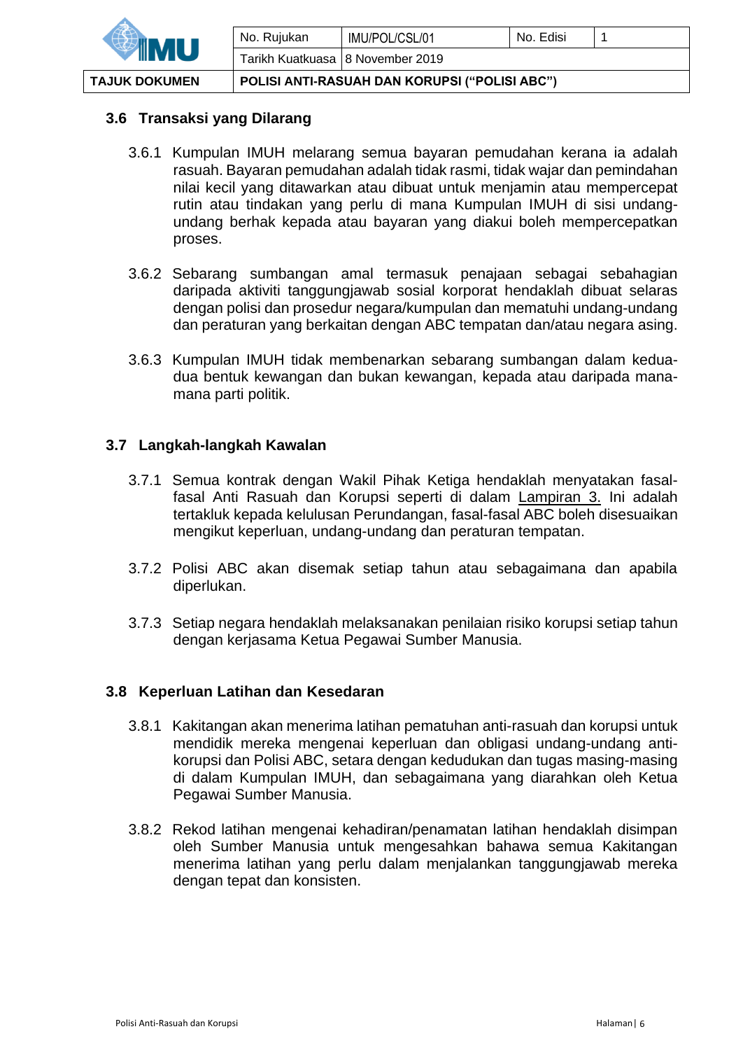### 3.6 Transaksi yang Dilarang

3.6.1 Kumpulan IMUH melarang semua bayaran pemudahan kerana ia adalah rasuah. Bayaran pemudahan adalah tidak rasmi, tidak wajar dan pemindahan nilai kecil yang ditawarkan atau dibuat untuk menjamin atau mempercepat rutin atau tindakan yang perlu di mana Kumpulan IMUH di sisi undang-undang berhak kepada atau bayaran yang diakui boleh mempercepatkan proses.

3.6.2 Sebarang sumbangan amal termasuk penajaan sebagai sebahagian daripada aktiviti tanggungjawab sosial korporat hendaklah dibuat selaras dengan polisi dan prosedur negara/kumpulan dan mematuhi undang-undang dan peraturan yang berkaitan dengan ABC tempatan dan/atau negara asing.

3.6.3 Kumpulan IMUH tidak membenarkan sebarang sumbangan dalam kedua-dua bentuk kewangan dan bukan kewangan, kepada atau daripada mana-mana parti politik.

### 3.7 Langkah-langkah Kawalan

3.7.1 Semua kontrak dengan Wakil Pihak Ketiga hendaklah menyatakan fasal-fasal Anti Rasuah dan Korupsi seperti di dalam Lampiran 3. Ini adalah tertakluk kepada kelulusan Perundangan, fasal-fasal ABC boleh disesuaikan mengikut keperluan, undang-undang dan peraturan tempatan.

3.7.2 Polisi ABC akan disemak setiap tahun atau sebagaimana dan apabila diperlukan.

3.7.3 Setiap negara hendaklah melaksanakan penilaian risiko korupsi setiap tahun dengan kerjasama Ketua Pegawai Sumber Manusia.

### 3.8 Keperluan Latihan dan Kesedaran

3.8.1 Kakitangan akan menerima latihan pematuhan anti-rasuah dan korupsi untuk mendidik mereka mengenai keperluan dan obligasi undang-undang anti-korupsi dan Polisi ABC, setara dengan kedudukan dan tugas masing-masing di dalam Kumpulan IMUH, dan sebagaimana yang diarahkan oleh Ketua Pegawai Sumber Manusia.

3.8.2 Rekod latihan mengenai kehadiran/penamatan latihan hendaklah disimpan oleh Sumber Manusia untuk mengesahkan bahawa semua Kakitangan menerima latihan yang perlu dalam menjalankan tanggungjawab mereka dengan tepat dan konsisten.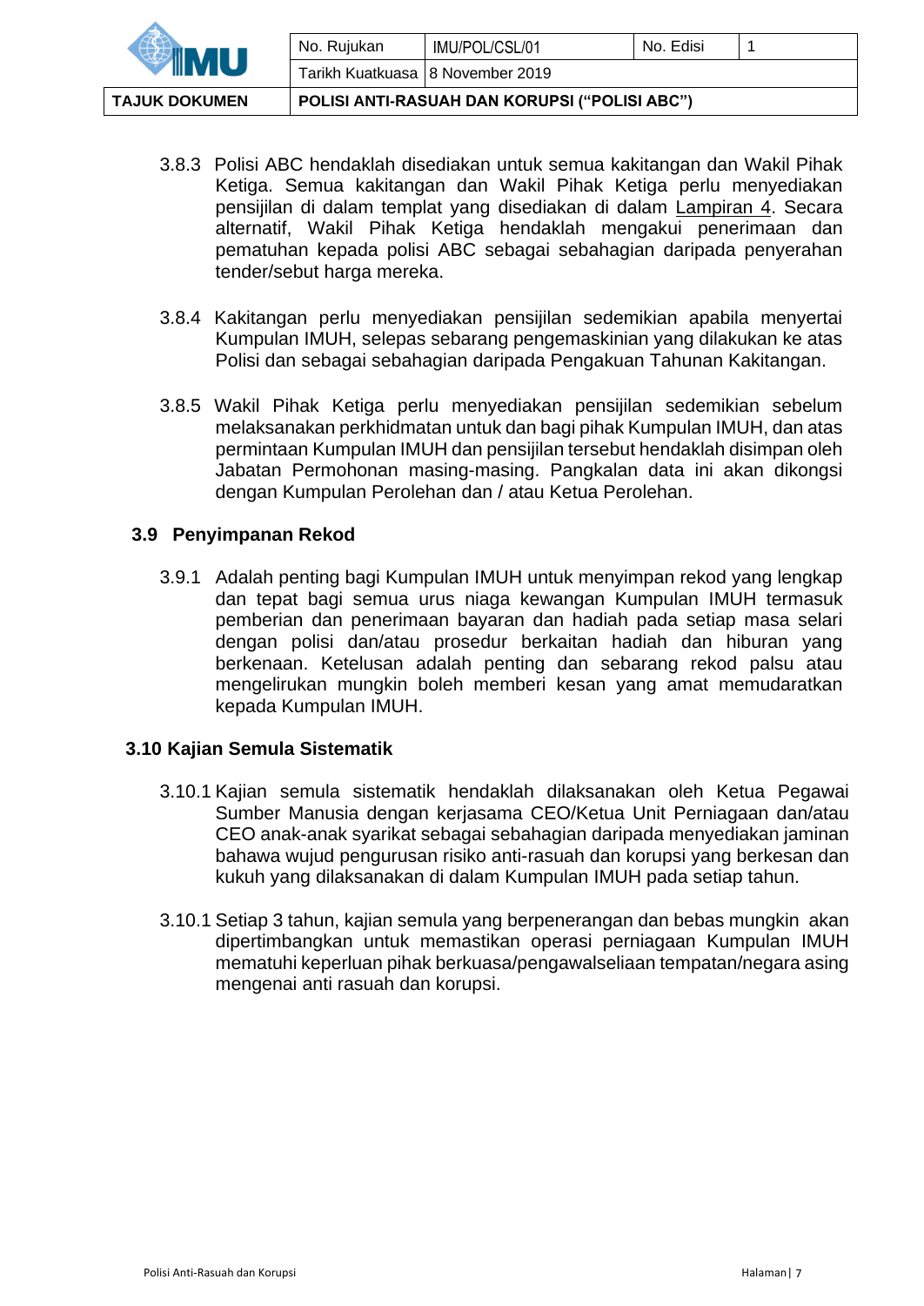3.8.3 Polisi ABC hendaklah disediakan untuk semua kakitangan dan Wakil Pihak Ketiga. Semua kakitangan dan Wakil Pihak Ketiga perlu menyediakan pensijilan di dalam templat yang disediakan di dalam Lampiran 4. Secara alternatif, Wakil Pihak Ketiga hendaklah mengakui penerimaan dan pematuhan kepada polisi ABC sebagai sebahagian daripada penyerahan tender/sebut harga mereka.

3.8.4 Kakitangan perlu menyediakan pensijilan sedemikian apabila menyertai Kumpulan IMUH, selepas sebarang pengemaskinian yang dilakukan ke atas Polisi dan sebagai sebahagian daripada Pengakuan Tahunan Kakitangan.

3.8.5 Wakil Pihak Ketiga perlu menyediakan pensijilan sedemikian sebelum melaksanakan perkhidmatan untuk dan bagi pihak Kumpulan IMUH, dan atas permintaan Kumpulan IMUH dan pensijilan tersebut hendaklah disimpan oleh Jabatan Permohonan masing-masing. Pangkalan data ini akan dikongsi dengan Kumpulan Perolehan dan / atau Ketua Perolehan.

### 3.9 Penyimpanan Rekod

3.9.1 Adalah penting bagi Kumpulan IMUH untuk menyimpan rekod yang lengkap dan tepat bagi semua urus niaga kewangan Kumpulan IMUH termasuk pemberian dan penerimaan bayaran dan hadiah pada setiap masa selari dengan polisi dan/atau prosedur berkaitan hadiah dan hiburan yang berkenaan. Ketelusan adalah penting dan sebarang rekod palsu atau mengelirukan mungkin boleh memberi kesan yang amat memudaratkan kepada Kumpulan IMUH.

### 3.10 Kajian Semula Sistematik

3.10.1 Kajian semula sistematik hendaklah dilaksanakan oleh Ketua Pegawai Sumber Manusia dengan kerjasama CEO/Ketua Unit Perniagaan dan/atau CEO anak-anak syarikat sebagai sebahagian daripada menyediakan jaminan bahawa wujud pengurusan risiko anti-rasuah dan korupsi yang berkesan dan kukuh yang dilaksanakan di dalam Kumpulan IMUH pada setiap tahun.

3.10.1 Setiap 3 tahun, kajian semula yang berpenerangan dan bebas mungkin akan dipertimbangkan untuk memastikan operasi perniagaan Kumpulan IMUH mematuhi keperluan pihak berkuasa/pengawalseliaan tempatan/negara asing mengenai anti rasuah dan korupsi.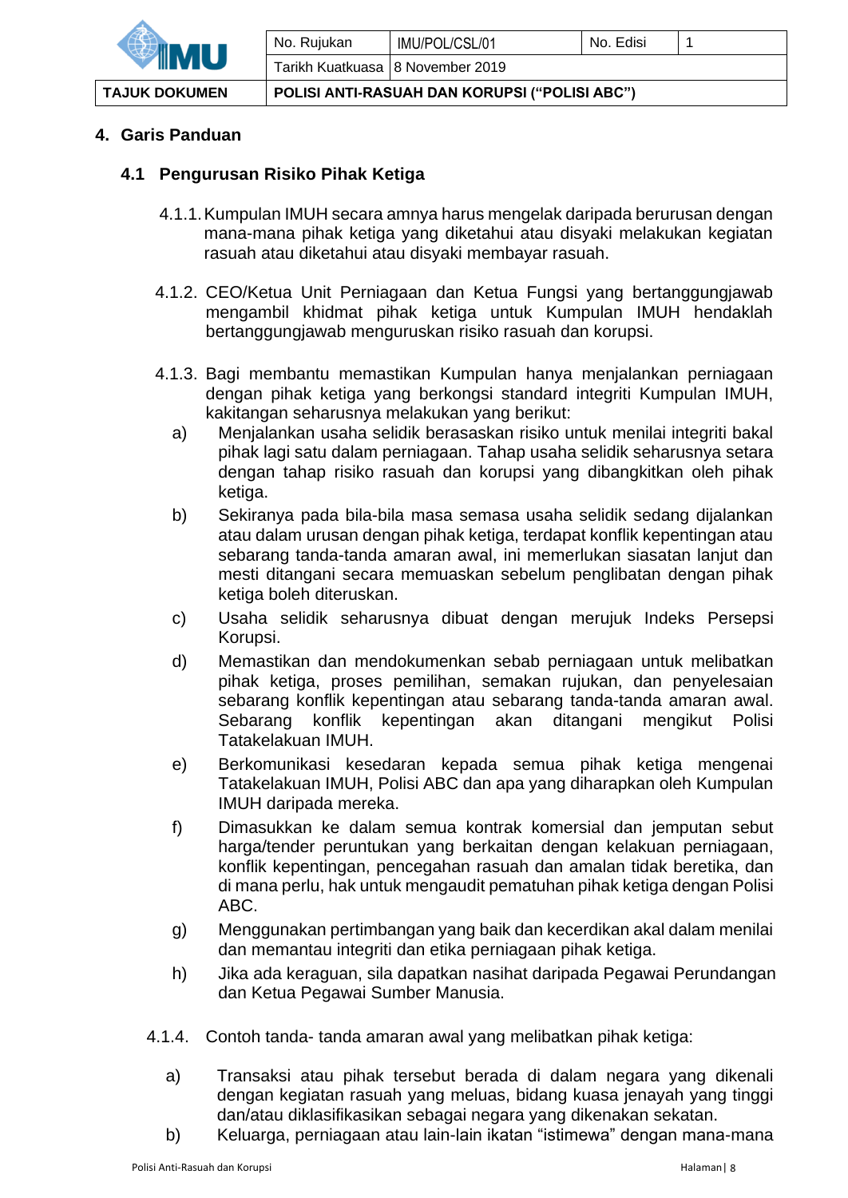## 4. Garis Panduan

### 4.1 Pengurusan Risiko Pihak Ketiga

4.1.1. Kumpulan IMUH secara amnya harus mengelak daripada berurusan dengan mana-mana pihak ketiga yang diketahui atau disyaki melakukan kegiatan rasuah atau diketahui atau disyaki membayar rasuah.

4.1.2. CEO/Ketua Unit Perniagaan dan Ketua Fungsi yang bertanggungjawab mengambil khidmat pihak ketiga untuk Kumpulan IMUH hendaklah bertanggungjawab menguruskan risiko rasuah dan korupsi.

4.1.3. Bagi membantu memastikan Kumpulan hanya menjalankan perniagaan dengan pihak ketiga yang berkongsi standard integriti Kumpulan IMUH, kakitangan seharusnya melakukan yang berikut:

a) Menjalankan usaha selidik berasaskan risiko untuk menilai integriti bakal pihak lagi satu dalam perniagaan. Tahap usaha selidik seharusnya setara dengan tahap risiko rasuah dan korupsi yang dibangkitkan oleh pihak ketiga.

b) Sekiranya pada bila-bila masa semasa usaha selidik sedang dijalankan atau dalam urusan dengan pihak ketiga, terdapat konflik kepentingan atau sebarang tanda-tanda amaran awal, ini memerlukan siasatan lanjut dan mesti ditangani secara memuaskan sebelum penglibatan dengan pihak ketiga boleh diteruskan.

c) Usaha selidik seharusnya dibuat dengan merujuk Indeks Persepsi Korupsi.

d) Memastikan dan mendokumenkan sebab perniagaan untuk melibatkan pihak ketiga, proses pemilihan, semakan rujukan, dan penyelesaian sebarang konflik kepentingan atau sebarang tanda-tanda amaran awal. Sebarang konflik kepentingan akan ditangani mengikut Polisi Tatakelakuan IMUH.

e) Berkomunikasi kesedaran kepada semua pihak ketiga mengenai Tatakelakuan IMUH, Polisi ABC dan apa yang diharapkan oleh Kumpulan IMUH daripada mereka.

f) Dimasukkan ke dalam semua kontrak komersial dan jemputan sebut harga/tender peruntukan yang berkaitan dengan kelakuan perniagaan, konflik kepentingan, pencegahan rasuah dan amalan tidak beretika, dan di mana perlu, hak untuk mengaudit pematuhan pihak ketiga dengan Polisi ABC.

g) Menggunakan pertimbangan yang baik dan kecerdikan akal dalam menilai dan memantau integriti dan etika perniagaan pihak ketiga.

h) Jika ada keraguan, sila dapatkan nasihat daripada Pegawai Perundangan dan Ketua Pegawai Sumber Manusia.

4.1.4. Contoh tanda- tanda amaran awal yang melibatkan pihak ketiga:

a) Transaksi atau pihak tersebut berada di dalam negara yang dikenali dengan kegiatan rasuah yang meluas, bidang kuasa jenayah yang tinggi dan/atau diklasifikasikan sebagai negara yang dikenakan sekatan.

b) Keluarga, perniagaan atau lain-lain ikatan “istimewa” dengan mana-mana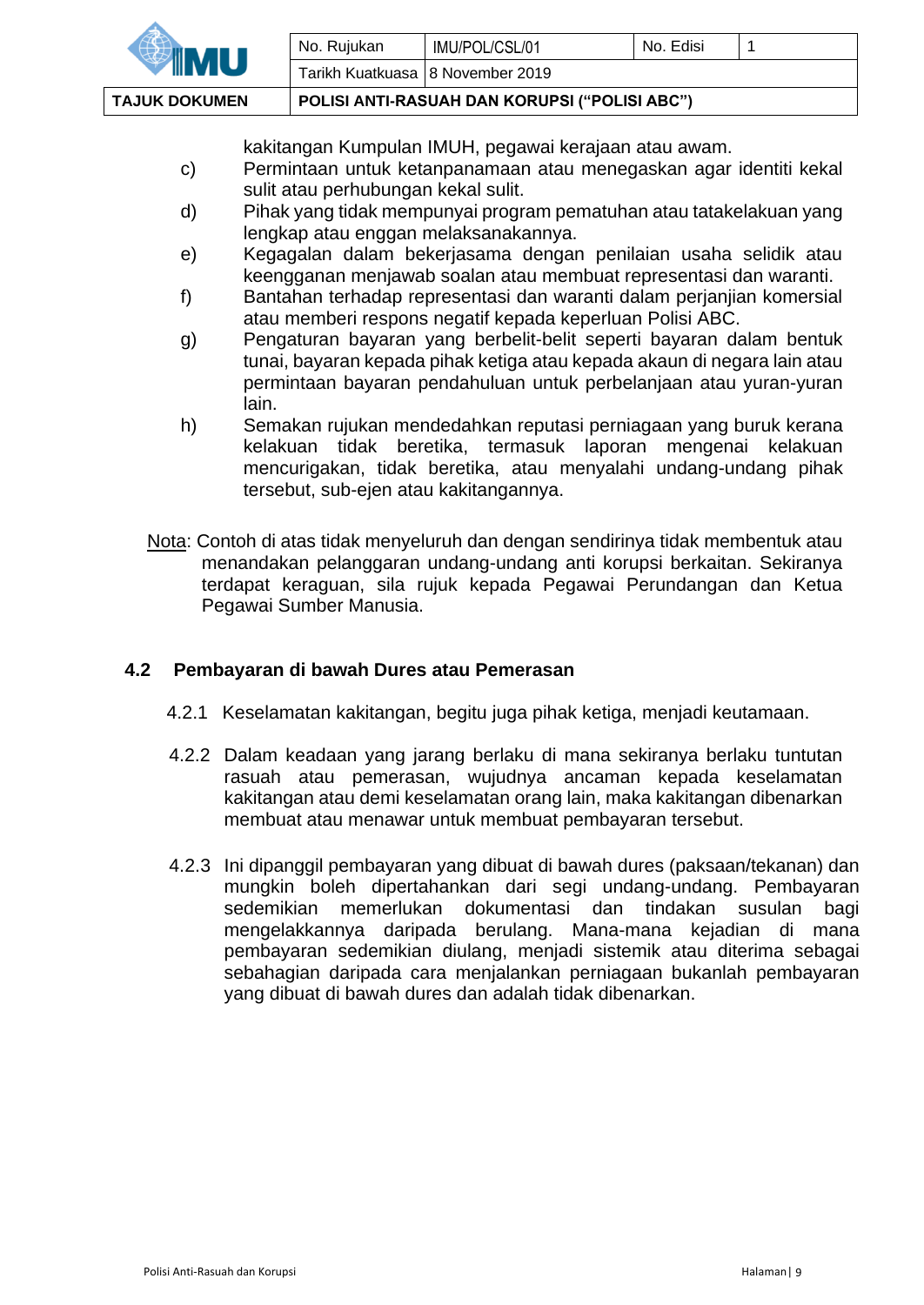kakitangan Kumpulan IMUH, pegawai kerajaan atau awam.

c) Permintaan untuk ketanpanamaan atau menegaskan agar identiti kekal sulit atau perhubungan kekal sulit.

d) Pihak yang tidak mempunyai program pematuhan atau tatakelakuan yang lengkap atau enggan melaksanakannya.

e) Kegagalan dalam bekerjasama dengan penilaian usaha selidik atau keengganan menjawab soalan atau membuat representasi dan waranti.

f) Bantahan terhadap representasi dan waranti dalam perjanjian komersial atau memberi respons negatif kepada keperluan Polisi ABC.

g) Pengaturan bayaran yang berbelit-belit seperti bayaran dalam bentuk tunai, bayaran kepada pihak ketiga atau kepada akaun di negara lain atau permintaan bayaran pendahuluan untuk perbelanjaan atau yuran-yuran lain.

h) Semakan rujukan mendedahkan reputasi perniagaan yang buruk kerana kelakuan tidak beretika, termasuk laporan mengenai kelakuan mencurigakan, tidak beretika, atau menyalahi undang-undang pihak tersebut, sub-ejen atau kakitangannya.

Nota: Contoh di atas tidak menyeluruh dan dengan sendirinya tidak membentuk atau menandakan pelanggaran undang-undang anti korupsi berkaitan. Sekiranya terdapat keraguan, sila rujuk kepada Pegawai Perundangan dan Ketua Pegawai Sumber Manusia.

### 4.2 Pembayaran di bawah Dures atau Pemerasan

4.2.1 Keselamatan kakitangan, begitu juga pihak ketiga, menjadi keutamaan.

4.2.2 Dalam keadaan yang jarang berlaku di mana sekiranya berlaku tuntutan rasuah atau pemerasan, wujudnya ancaman kepada keselamatan kakitangan atau demi keselamatan orang lain, maka kakitangan dibenarkan membuat atau menawar untuk membuat pembayaran tersebut.

4.2.3 Ini dipanggil pembayaran yang dibuat di bawah dures (paksaan/tekanan) dan mungkin boleh dipertahankan dari segi undang-undang. Pembayaran sedemikian memerlukan dokumentasi dan tindakan susulan bagi mengelakkannya daripada berulang. Mana-mana kejadian di mana pembayaran sedemikian diulang, menjadi sistemik atau diterima sebagai sebahagian daripada cara menjalankan perniagaan bukanlah pembayaran yang dibuat di bawah dures dan adalah tidak dibenarkan.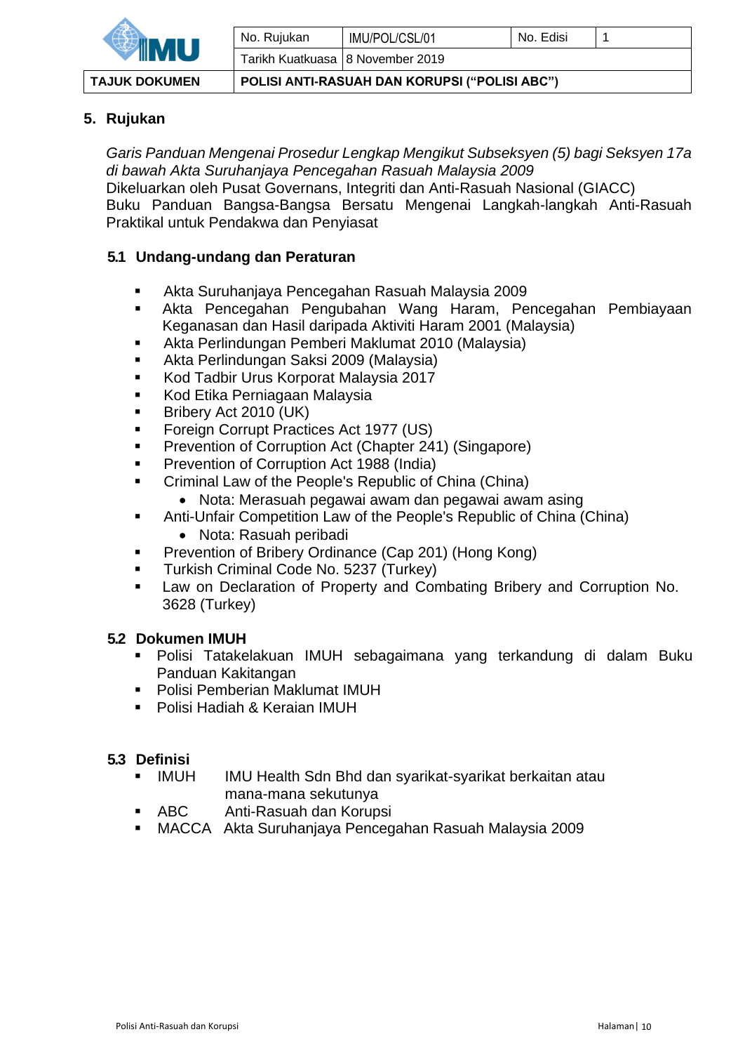## 5. Rujukan

*Garis Panduan Mengenai Prosedur Lengkap Mengikut Subseksyen (5) bagi Seksyen 17a di bawah Akta Suruhanjaya Pencegahan Rasuah Malaysia 2009*
Dikeluarkan oleh Pusat Governans, Integriti dan Anti-Rasuah Nasional (GIACC)
Buku Panduan Bangsa-Bangsa Bersatu Mengenai Langkah-langkah Anti-Rasuah Praktikal untuk Pendakwa dan Penyiasat

### 5.1 Undang-undang dan Peraturan

- Akta Suruhanjaya Pencegahan Rasuah Malaysia 2009
- Akta Pencegahan Pengubahan Wang Haram, Pencegahan Pembiayaan Keganasan dan Hasil daripada Aktiviti Haram 2001 (Malaysia)
- Akta Perlindungan Pemberi Maklumat 2010 (Malaysia)
- Akta Perlindungan Saksi 2009 (Malaysia)
- Kod Tadbir Urus Korporat Malaysia 2017
- Kod Etika Perniagaan Malaysia
- Bribery Act 2010 (UK)
- Foreign Corrupt Practices Act 1977 (US)
- Prevention of Corruption Act (Chapter 241) (Singapore)
- Prevention of Corruption Act 1988 (India)
- Criminal Law of the People's Republic of China (China)
  - Nota: Merasuah pegawai awam dan pegawai awam asing
- Anti-Unfair Competition Law of the People's Republic of China (China)
  - Nota: Rasuah peribadi
- Prevention of Bribery Ordinance (Cap 201) (Hong Kong)
- Turkish Criminal Code No. 5237 (Turkey)
- Law on Declaration of Property and Combating Bribery and Corruption No. 3628 (Turkey)

### 5.2 Dokumen IMUH

- Polisi Tatakelakuan IMUH sebagaimana yang terkandung di dalam Buku Panduan Kakitangan
- Polisi Pemberian Maklumat IMUH
- Polisi Hadiah & Keraian IMUH

### 5.3 Definisi

- IMUH — IMU Health Sdn Bhd dan syarikat-syarikat berkaitan atau mana-mana sekutunya
- ABC — Anti-Rasuah dan Korupsi
- MACCA — Akta Suruhanjaya Pencegahan Rasuah Malaysia 2009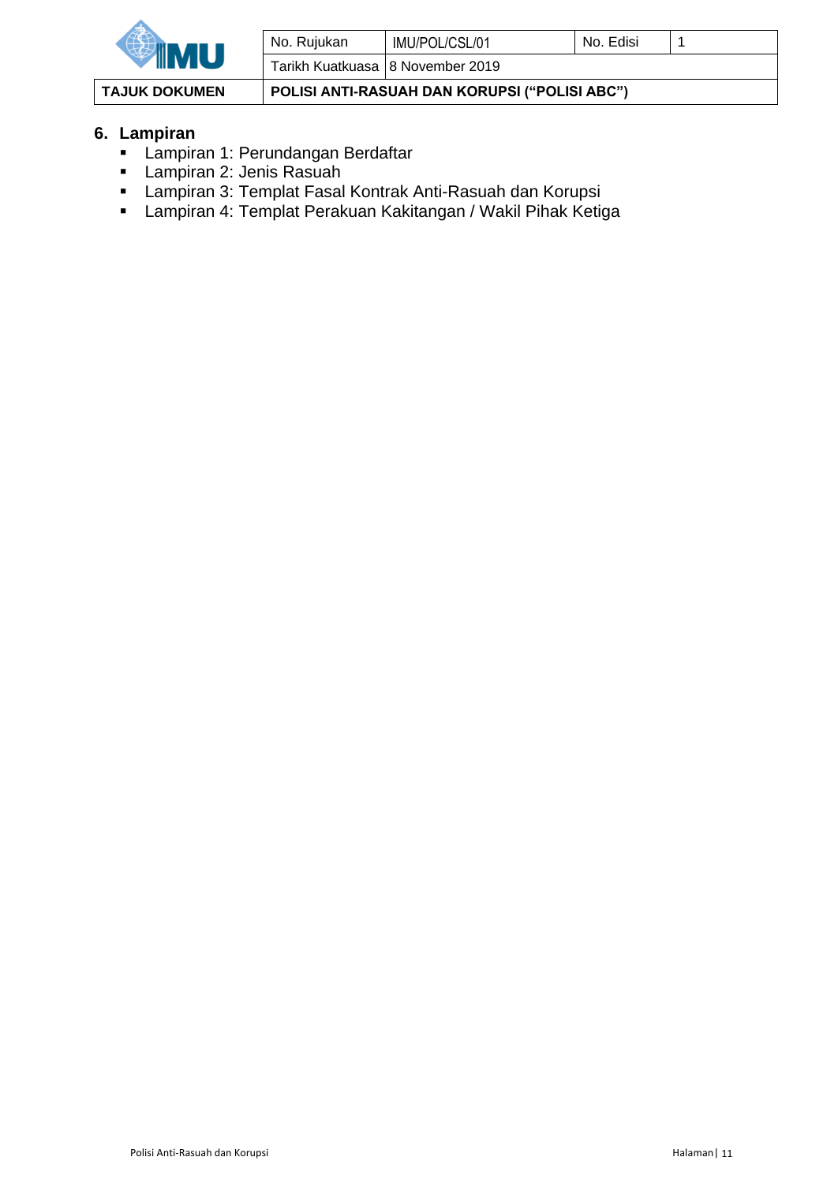## 6. Lampiran

- Lampiran 1: Perundangan Berdaftar
- Lampiran 2: Jenis Rasuah
- Lampiran 3: Templat Fasal Kontrak Anti-Rasuah dan Korupsi
- Lampiran 4: Templat Perakuan Kakitangan / Wakil Pihak Ketiga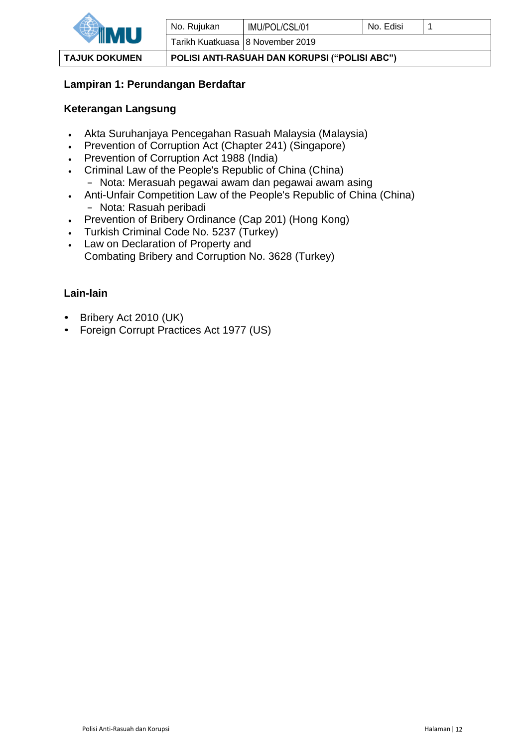## Lampiran 1: Perundangan Berdaftar

### Keterangan Langsung

- Akta Suruhanjaya Pencegahan Rasuah Malaysia (Malaysia)
- Prevention of Corruption Act (Chapter 241) (Singapore)
- Prevention of Corruption Act 1988 (India)
- Criminal Law of the People's Republic of China (China)
  - Nota: Merasuah pegawai awam dan pegawai awam asing
- Anti-Unfair Competition Law of the People's Republic of China (China)
  - Nota: Rasuah peribadi
- Prevention of Bribery Ordinance (Cap 201) (Hong Kong)
- Turkish Criminal Code No. 5237 (Turkey)
- Law on Declaration of Property and Combating Bribery and Corruption No. 3628 (Turkey)

### Lain-lain

- Bribery Act 2010 (UK)
- Foreign Corrupt Practices Act 1977 (US)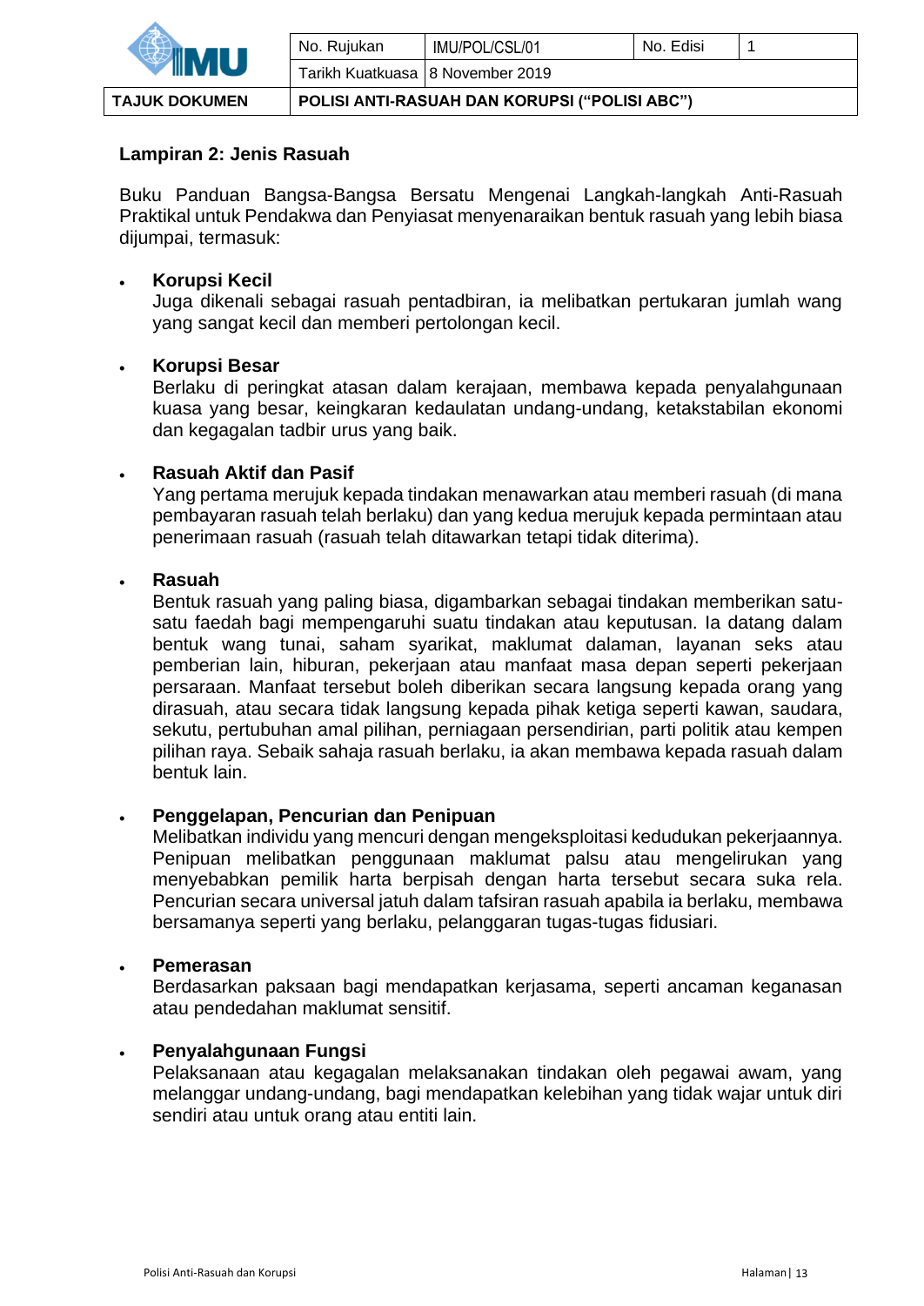## Lampiran 2: Jenis Rasuah

Buku Panduan Bangsa-Bangsa Bersatu Mengenai Langkah-langkah Anti-Rasuah Praktikal untuk Pendakwa dan Penyiasat menyenaraikan bentuk rasuah yang lebih biasa dijumpai, termasuk:

- **Korupsi Kecil**
  Juga dikenali sebagai rasuah pentadbiran, ia melibatkan pertukaran jumlah wang yang sangat kecil dan memberi pertolongan kecil.

- **Korupsi Besar**
  Berlaku di peringkat atasan dalam kerajaan, membawa kepada penyalahgunaan kuasa yang besar, keingkaran kedaulatan undang-undang, ketakstabilan ekonomi dan kegagalan tadbir urus yang baik.

- **Rasuah Aktif dan Pasif**
  Yang pertama merujuk kepada tindakan menawarkan atau memberi rasuah (di mana pembayaran rasuah telah berlaku) dan yang kedua merujuk kepada permintaan atau penerimaan rasuah (rasuah telah ditawarkan tetapi tidak diterima).

- **Rasuah**
  Bentuk rasuah yang paling biasa, digambarkan sebagai tindakan memberikan satu-satu faedah bagi mempengaruhi suatu tindakan atau keputusan. Ia datang dalam bentuk wang tunai, saham syarikat, maklumat dalaman, layanan seks atau pemberian lain, hiburan, pekerjaan atau manfaat masa depan seperti pekerjaan persaraan. Manfaat tersebut boleh diberikan secara langsung kepada orang yang dirasuah, atau secara tidak langsung kepada pihak ketiga seperti kawan, saudara, sekutu, pertubuhan amal pilihan, perniagaan persendirian, parti politik atau kempen pilihan raya. Sebaik sahaja rasuah berlaku, ia akan membawa kepada rasuah dalam bentuk lain.

- **Penggelapan, Pencurian dan Penipuan**
  Melibatkan individu yang mencuri dengan mengeksploitasi kedudukan pekerjaannya. Penipuan melibatkan penggunaan maklumat palsu atau mengelirukan yang menyebabkan pemilik harta berpisah dengan harta tersebut secara suka rela. Pencurian secara universal jatuh dalam tafsiran rasuah apabila ia berlaku, membawa bersamanya seperti yang berlaku, pelanggaran tugas-tugas fidusiari.

- **Pemerasan**
  Berdasarkan paksaan bagi mendapatkan kerjasama, seperti ancaman keganasan atau pendedahan maklumat sensitif.

- **Penyalahgunaan Fungsi**
  Pelaksanaan atau kegagalan melaksanakan tindakan oleh pegawai awam, yang melanggar undang-undang, bagi mendapatkan kelebihan yang tidak wajar untuk diri sendiri atau untuk orang atau entiti lain.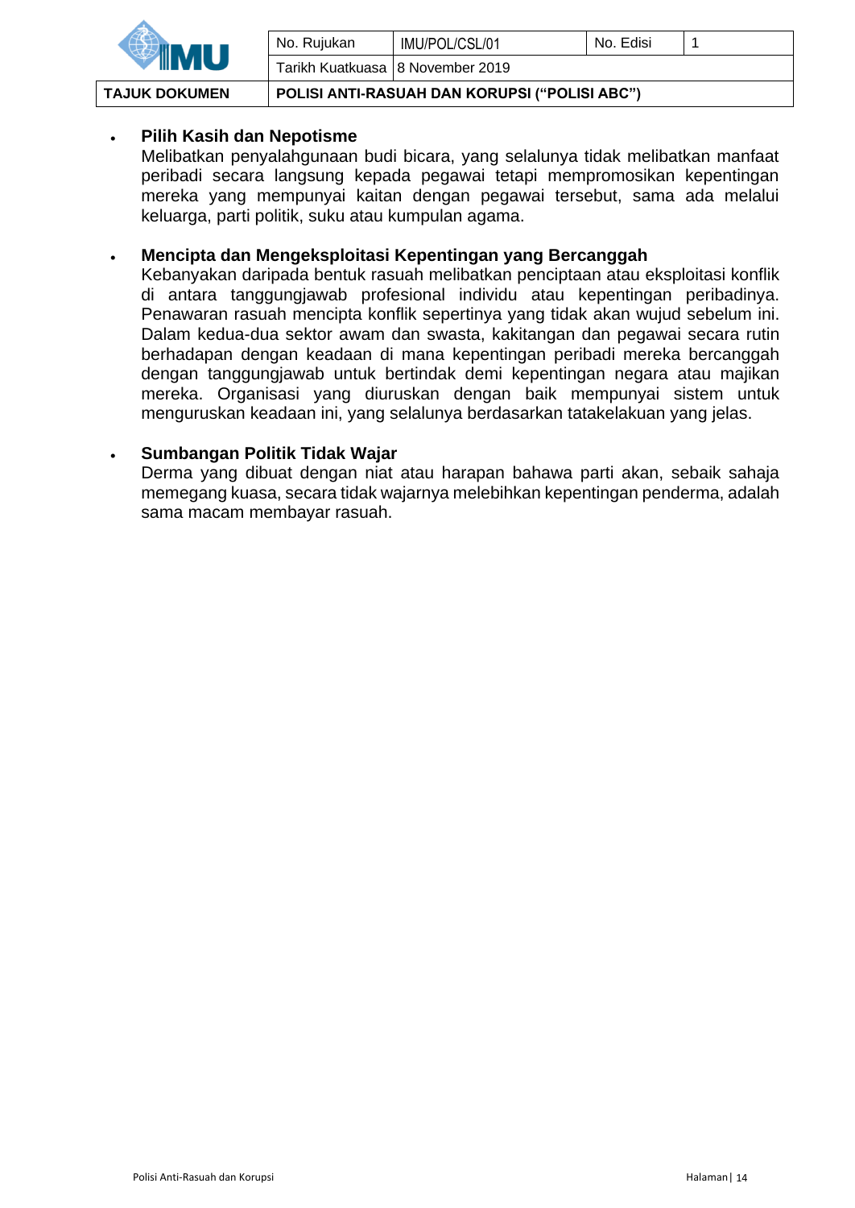- **Pilih Kasih dan Nepotisme**
  Melibatkan penyalahgunaan budi bicara, yang selalunya tidak melibatkan manfaat peribadi secara langsung kepada pegawai tetapi mempromosikan kepentingan mereka yang mempunyai kaitan dengan pegawai tersebut, sama ada melalui keluarga, parti politik, suku atau kumpulan agama.

- **Mencipta dan Mengeksploitasi Kepentingan yang Bercanggah**
  Kebanyakan daripada bentuk rasuah melibatkan penciptaan atau eksploitasi konflik di antara tanggungjawab profesional individu atau kepentingan peribadinya. Penawaran rasuah mencipta konflik sepertinya yang tidak akan wujud sebelum ini. Dalam kedua-dua sektor awam dan swasta, kakitangan dan pegawai secara rutin berhadapan dengan keadaan di mana kepentingan peribadi mereka bercanggah dengan tanggungjawab untuk bertindak demi kepentingan negara atau majikan mereka. Organisasi yang diuruskan dengan baik mempunyai sistem untuk menguruskan keadaan ini, yang selalunya berdasarkan tatakelakuan yang jelas.

- **Sumbangan Politik Tidak Wajar**
  Derma yang dibuat dengan niat atau harapan bahawa parti akan, sebaik sahaja memegang kuasa, secara tidak wajarnya melebihkan kepentingan penderma, adalah sama macam membayar rasuah.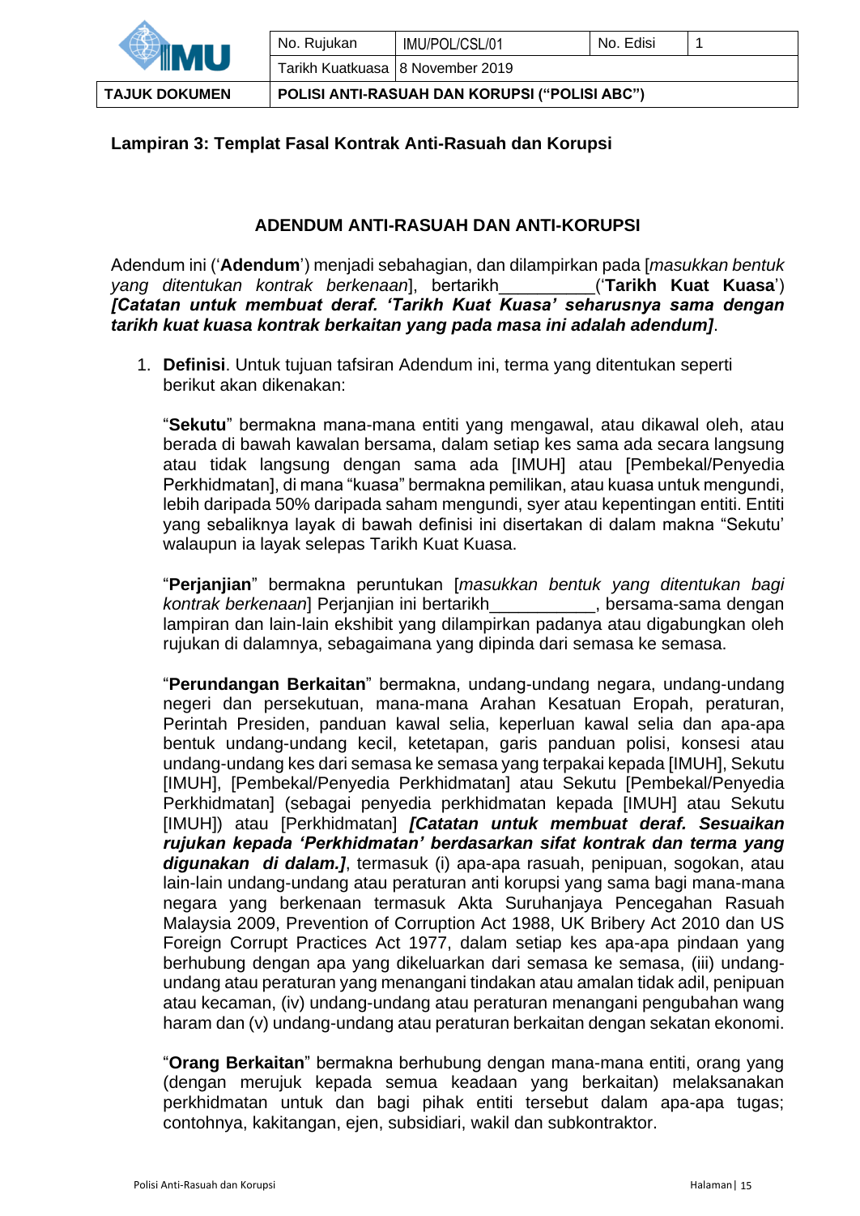## Lampiran 3: Templat Fasal Kontrak Anti-Rasuah dan Korupsi

### ADENDUM ANTI-RASUAH DAN ANTI-KORUPSI

Adendum ini (‘**Adendum**’) menjadi sebahagian, dan dilampirkan pada [*masukkan bentuk yang ditentukan kontrak berkenaan*], bertarikh__________(‘**Tarikh Kuat Kuasa**’) ***[Catatan untuk membuat deraf. ‘Tarikh Kuat Kuasa’ seharusnya sama dengan tarikh kuat kuasa kontrak berkaitan yang pada masa ini adalah adendum]***.

1. **Definisi**. Untuk tujuan tafsiran Adendum ini, terma yang ditentukan seperti berikut akan dikenakan:

   “**Sekutu**” bermakna mana-mana entiti yang mengawal, atau dikawal oleh, atau berada di bawah kawalan bersama, dalam setiap kes sama ada secara langsung atau tidak langsung dengan sama ada [IMUH] atau [Pembekal/Penyedia Perkhidmatan], di mana “kuasa” bermakna pemilikan, atau kuasa untuk mengundi, lebih daripada 50% daripada saham mengundi, syer atau kepentingan entiti. Entiti yang sebaliknya layak di bawah definisi ini disertakan di dalam makna “Sekutu’ walaupun ia layak selepas Tarikh Kuat Kuasa.

   “**Perjanjian**” bermakna peruntukan [*masukkan bentuk yang ditentukan bagi kontrak berkenaan*] Perjanjian ini bertarikh___________, bersama-sama dengan lampiran dan lain-lain ekshibit yang dilampirkan padanya atau digabungkan oleh rujukan di dalamnya, sebagaimana yang dipinda dari semasa ke semasa.

   “**Perundangan Berkaitan**” bermakna, undang-undang negara, undang-undang negeri dan persekutuan, mana-mana Arahan Kesatuan Eropah, peraturan, Perintah Presiden, panduan kawal selia, keperluan kawal selia dan apa-apa bentuk undang-undang kecil, ketetapan, garis panduan polisi, konsesi atau undang-undang kes dari semasa ke semasa yang terpakai kepada [IMUH], Sekutu [IMUH], [Pembekal/Penyedia Perkhidmatan] atau Sekutu [Pembekal/Penyedia Perkhidmatan] (sebagai penyedia perkhidmatan kepada [IMUH] atau Sekutu [IMUH]) atau [Perkhidmatan] ***[Catatan untuk membuat deraf. Sesuaikan rujukan kepada ‘Perkhidmatan’ berdasarkan sifat kontrak dan terma yang digunakan di dalam.]***, termasuk (i) apa-apa rasuah, penipuan, sogokan, atau lain-lain undang-undang atau peraturan anti korupsi yang sama bagi mana-mana negara yang berkenaan termasuk Akta Suruhanjaya Pencegahan Rasuah Malaysia 2009, Prevention of Corruption Act 1988, UK Bribery Act 2010 dan US Foreign Corrupt Practices Act 1977, dalam setiap kes apa-apa pindaan yang berhubung dengan apa yang dikeluarkan dari semasa ke semasa, (iii) undang-undang atau peraturan yang menangani tindakan atau amalan tidak adil, penipuan atau kecaman, (iv) undang-undang atau peraturan menangani pengubahan wang haram dan (v) undang-undang atau peraturan berkaitan dengan sekatan ekonomi.

   “**Orang Berkaitan**” bermakna berhubung dengan mana-mana entiti, orang yang (dengan merujuk kepada semua keadaan yang berkaitan) melaksanakan perkhidmatan untuk dan bagi pihak entiti tersebut dalam apa-apa tugas; contohnya, kakitangan, ejen, subsidiari, wakil dan subkontraktor.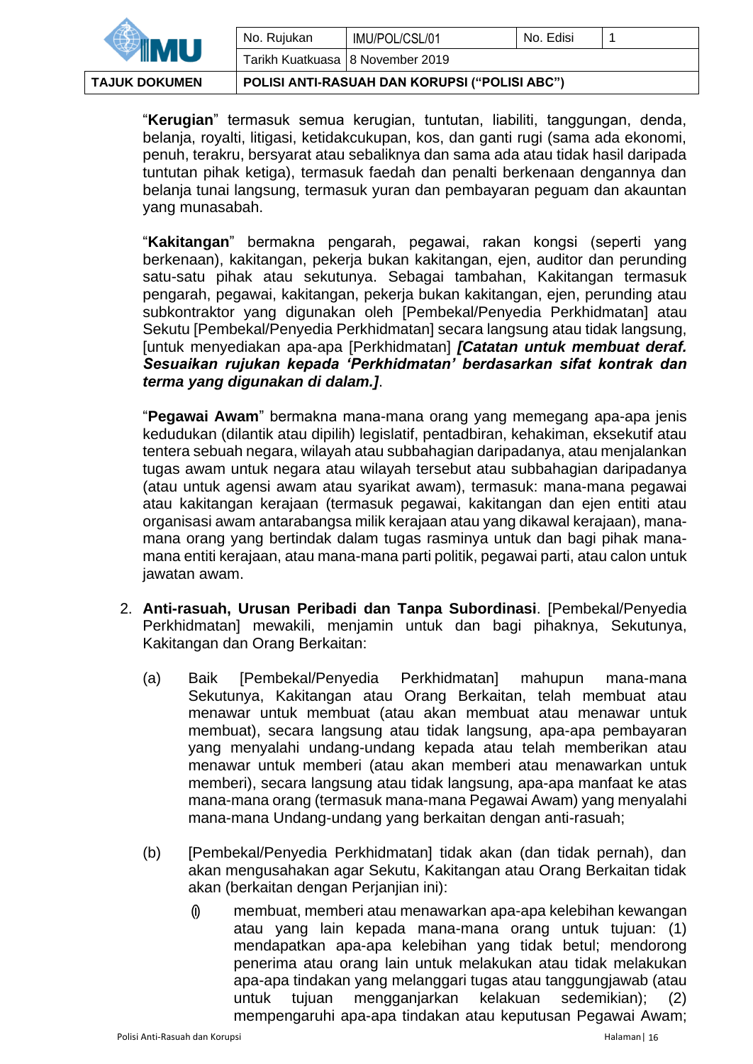"**Kerugian**" termasuk semua kerugian, tuntutan, liabiliti, tanggungan, denda, belanja, royalti, litigasi, ketidakcukupan, kos, dan ganti rugi (sama ada ekonomi, penuh, terakru, bersyarat atau sebaliknya dan sama ada atau tidak hasil daripada tuntutan pihak ketiga), termasuk faedah dan penalti berkenaan dengannya dan belanja tunai langsung, termasuk yuran dan pembayaran peguam dan akauntan yang munasabah.

"**Kakitangan**" bermakna pengarah, pegawai, rakan kongsi (seperti yang berkenaan), kakitangan, pekerja bukan kakitangan, ejen, auditor dan perunding satu-satu pihak atau sekutunya. Sebagai tambahan, Kakitangan termasuk pengarah, pegawai, kakitangan, pekerja bukan kakitangan, ejen, perunding atau subkontraktor yang digunakan oleh [Pembekal/Penyedia Perkhidmatan] atau Sekutu [Pembekal/Penyedia Perkhidmatan] secara langsung atau tidak langsung, [untuk menyediakan apa-apa [Perkhidmatan] ***[Catatan untuk membuat deraf. Sesuaikan rujukan kepada 'Perkhidmatan' berdasarkan sifat kontrak dan terma yang digunakan di dalam.]***.

"**Pegawai Awam**" bermakna mana-mana orang yang memegang apa-apa jenis kedudukan (dilantik atau dipilih) legislatif, pentadbiran, kehakiman, eksekutif atau tentera sebuah negara, wilayah atau subbahagian daripadanya, atau menjalankan tugas awam untuk negara atau wilayah tersebut atau subbahagian daripadanya (atau untuk agensi awam atau syarikat awam), termasuk: mana-mana pegawai atau kakitangan kerajaan (termasuk pegawai, kakitangan dan ejen entiti atau organisasi awam antarabangsa milik kerajaan atau yang dikawal kerajaan), mana-mana orang yang bertindak dalam tugas rasminya untuk dan bagi pihak mana-mana entiti kerajaan, atau mana-mana parti politik, pegawai parti, atau calon untuk jawatan awam.

2. **Anti-rasuah, Urusan Peribadi dan Tanpa Subordinasi**. [Pembekal/Penyedia Perkhidmatan] mewakili, menjamin untuk dan bagi pihaknya, Sekutunya, Kakitangan dan Orang Berkaitan:

   (a) Baik [Pembekal/Penyedia Perkhidmatan] mahupun mana-mana Sekutunya, Kakitangan atau Orang Berkaitan, telah membuat atau menawar untuk membuat (atau akan membuat atau menawar untuk membuat), secara langsung atau tidak langsung, apa-apa pembayaran yang menyalahi undang-undang kepada atau telah memberikan atau menawar untuk memberi (atau akan memberi atau menawarkan untuk memberi), secara langsung atau tidak langsung, apa-apa manfaat ke atas mana-mana orang (termasuk mana-mana Pegawai Awam) yang menyalahi mana-mana Undang-undang yang berkaitan dengan anti-rasuah;

   (b) [Pembekal/Penyedia Perkhidmatan] tidak akan (dan tidak pernah), dan akan mengusahakan agar Sekutu, Kakitangan atau Orang Berkaitan tidak akan (berkaitan dengan Perjanjian ini):

      (i) membuat, memberi atau menawarkan apa-apa kelebihan kewangan atau yang lain kepada mana-mana orang untuk tujuan: (1) mendapatkan apa-apa kelebihan yang tidak betul; mendorong penerima atau orang lain untuk melakukan atau tidak melakukan apa-apa tindakan yang melanggari tugas atau tanggungjawab (atau untuk tujuan mengganjarkan kelakuan sedemikian); (2) mempengaruhi apa-apa tindakan atau keputusan Pegawai Awam;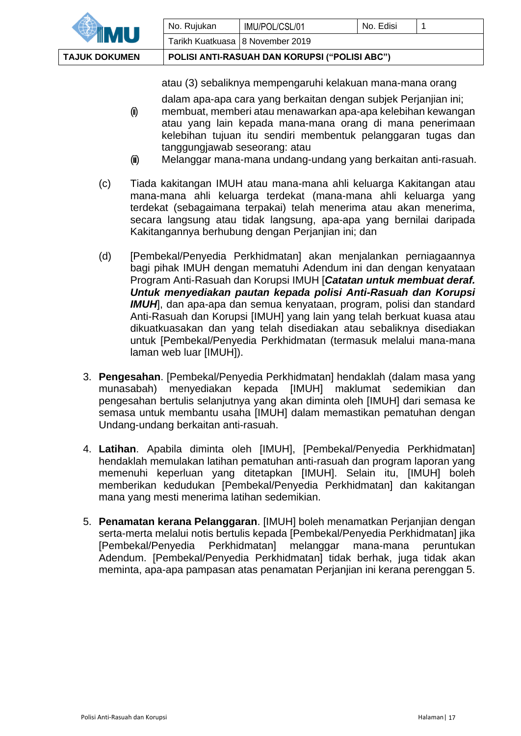atau (3) sebaliknya mempengaruhi kelakuan mana-mana orang dalam apa-apa cara yang berkaitan dengan subjek Perjanjian ini;

(ii) membuat, memberi atau menawarkan apa-apa kelebihan kewangan atau yang lain kepada mana-mana orang di mana penerimaan kelebihan tujuan itu sendiri membentuk pelanggaran tugas dan tanggungjawab seseorang: atau

(iii) Melanggar mana-mana undang-undang yang berkaitan anti-rasuah.

(c) Tiada kakitangan IMUH atau mana-mana ahli keluarga Kakitangan atau mana-mana ahli keluarga terdekat (mana-mana ahli keluarga yang terdekat (sebagaimana terpakai) telah menerima atau akan menerima, secara langsung atau tidak langsung, apa-apa yang bernilai daripada Kakitangannya berhubung dengan Perjanjian ini; dan

(d) [Pembekal/Penyedia Perkhidmatan] akan menjalankan perniagaannya bagi pihak IMUH dengan mematuhi Adendum ini dan dengan kenyataan Program Anti-Rasuah dan Korupsi IMUH [***Catatan untuk membuat deraf. Untuk menyediakan pautan kepada polisi Anti-Rasuah dan Korupsi IMUH***], dan apa-apa dan semua kenyataan, program, polisi dan standard Anti-Rasuah dan Korupsi [IMUH] yang lain yang telah berkuat kuasa atau dikuatkuasakan dan yang telah disediakan atau sebaliknya disediakan untuk [Pembekal/Penyedia Perkhidmatan (termasuk melalui mana-mana laman web luar [IMUH]).

3. **Pengesahan**. [Pembekal/Penyedia Perkhidmatan] hendaklah (dalam masa yang munasabah) menyediakan kepada [IMUH] maklumat sedemikian dan pengesahan bertulis selanjutnya yang akan diminta oleh [IMUH] dari semasa ke semasa untuk membantu usaha [IMUH] dalam memastikan pematuhan dengan Undang-undang berkaitan anti-rasuah.

4. **Latihan**. Apabila diminta oleh [IMUH], [Pembekal/Penyedia Perkhidmatan] hendaklah memulakan latihan pematuhan anti-rasuah dan program laporan yang memenuhi keperluan yang ditetapkan [IMUH]. Selain itu, [IMUH] boleh memberikan kedudukan [Pembekal/Penyedia Perkhidmatan] dan kakitangan mana yang mesti menerima latihan sedemikian.

5. **Penamatan kerana Pelanggaran**. [IMUH] boleh menamatkan Perjanjian dengan serta-merta melalui notis bertulis kepada [Pembekal/Penyedia Perkhidmatan] jika [Pembekal/Penyedia Perkhidmatan] melanggar mana-mana peruntukan Adendum. [Pembekal/Penyedia Perkhidmatan] tidak berhak, juga tidak akan meminta, apa-apa pampasan atas penamatan Perjanjian ini kerana perenggan 5.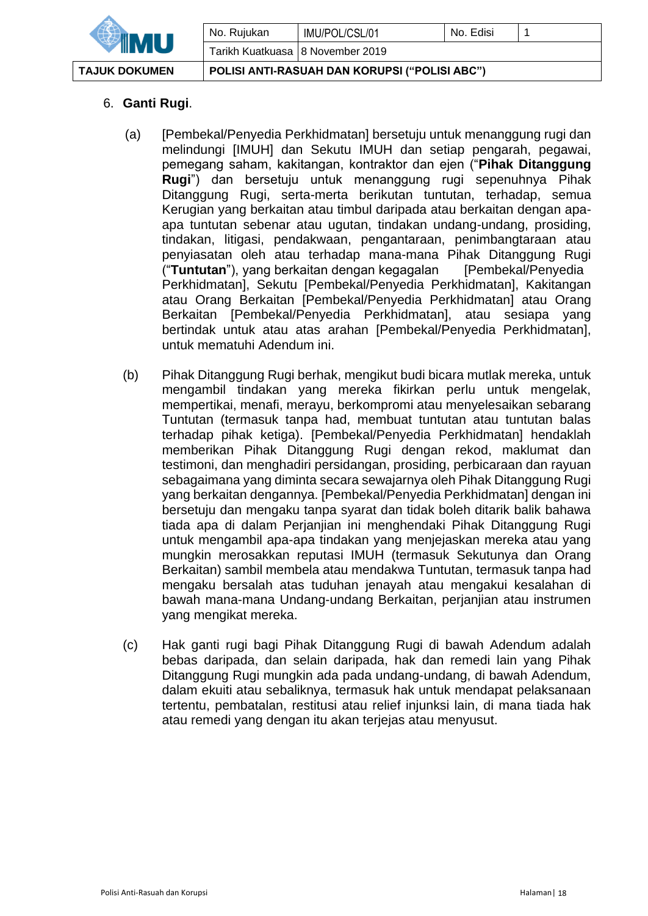6. **Ganti Rugi**.

(a) [Pembekal/Penyedia Perkhidmatan] bersetuju untuk menanggung rugi dan melindungi [IMUH] dan Sekutu IMUH dan setiap pengarah, pegawai, pemegang saham, kakitangan, kontraktor dan ejen ("**Pihak Ditanggung Rugi**") dan bersetuju untuk menanggung rugi sepenuhnya Pihak Ditanggung Rugi, serta-merta berikutan tuntutan, terhadap, semua Kerugian yang berkaitan atau timbul daripada atau berkaitan dengan apa-apa tuntutan sebenar atau ugutan, tindakan undang-undang, prosiding, tindakan, litigasi, pendakwaan, pengantaraan, penimbangtaraan atau penyiasatan oleh atau terhadap mana-mana Pihak Ditanggung Rugi ("**Tuntutan**"), yang berkaitan dengan kegagalan [Pembekal/Penyedia Perkhidmatan], Sekutu [Pembekal/Penyedia Perkhidmatan], Kakitangan atau Orang Berkaitan [Pembekal/Penyedia Perkhidmatan] atau Orang Berkaitan [Pembekal/Penyedia Perkhidmatan], atau sesiapa yang bertindak untuk atau atas arahan [Pembekal/Penyedia Perkhidmatan], untuk mematuhi Adendum ini.

(b) Pihak Ditanggung Rugi berhak, mengikut budi bicara mutlak mereka, untuk mengambil tindakan yang mereka fikirkan perlu untuk mengelak, mempertikai, menafi, merayu, berkompromi atau menyelesaikan sebarang Tuntutan (termasuk tanpa had, membuat tuntutan atau tuntutan balas terhadap pihak ketiga). [Pembekal/Penyedia Perkhidmatan] hendaklah memberikan Pihak Ditanggung Rugi dengan rekod, maklumat dan testimoni, dan menghadiri persidangan, prosiding, perbicaraan dan rayuan sebagaimana yang diminta secara sewajarnya oleh Pihak Ditanggung Rugi yang berkaitan dengannya. [Pembekal/Penyedia Perkhidmatan] dengan ini bersetuju dan mengaku tanpa syarat dan tidak boleh ditarik balik bahawa tiada apa di dalam Perjanjian ini menghendaki Pihak Ditanggung Rugi untuk mengambil apa-apa tindakan yang menjejaskan mereka atau yang mungkin merosakkan reputasi IMUH (termasuk Sekutunya dan Orang Berkaitan) sambil membela atau mendakwa Tuntutan, termasuk tanpa had mengaku bersalah atas tuduhan jenayah atau mengakui kesalahan di bawah mana-mana Undang-undang Berkaitan, perjanjian atau instrumen yang mengikat mereka.

(c) Hak ganti rugi bagi Pihak Ditanggung Rugi di bawah Adendum adalah bebas daripada, dan selain daripada, hak dan remedi lain yang Pihak Ditanggung Rugi mungkin ada pada undang-undang, di bawah Adendum, dalam ekuiti atau sebaliknya, termasuk hak untuk mendapat pelaksanaan tertentu, pembatalan, restitusi atau relief injunksi lain, di mana tiada hak atau remedi yang dengan itu akan terjejas atau menyusut.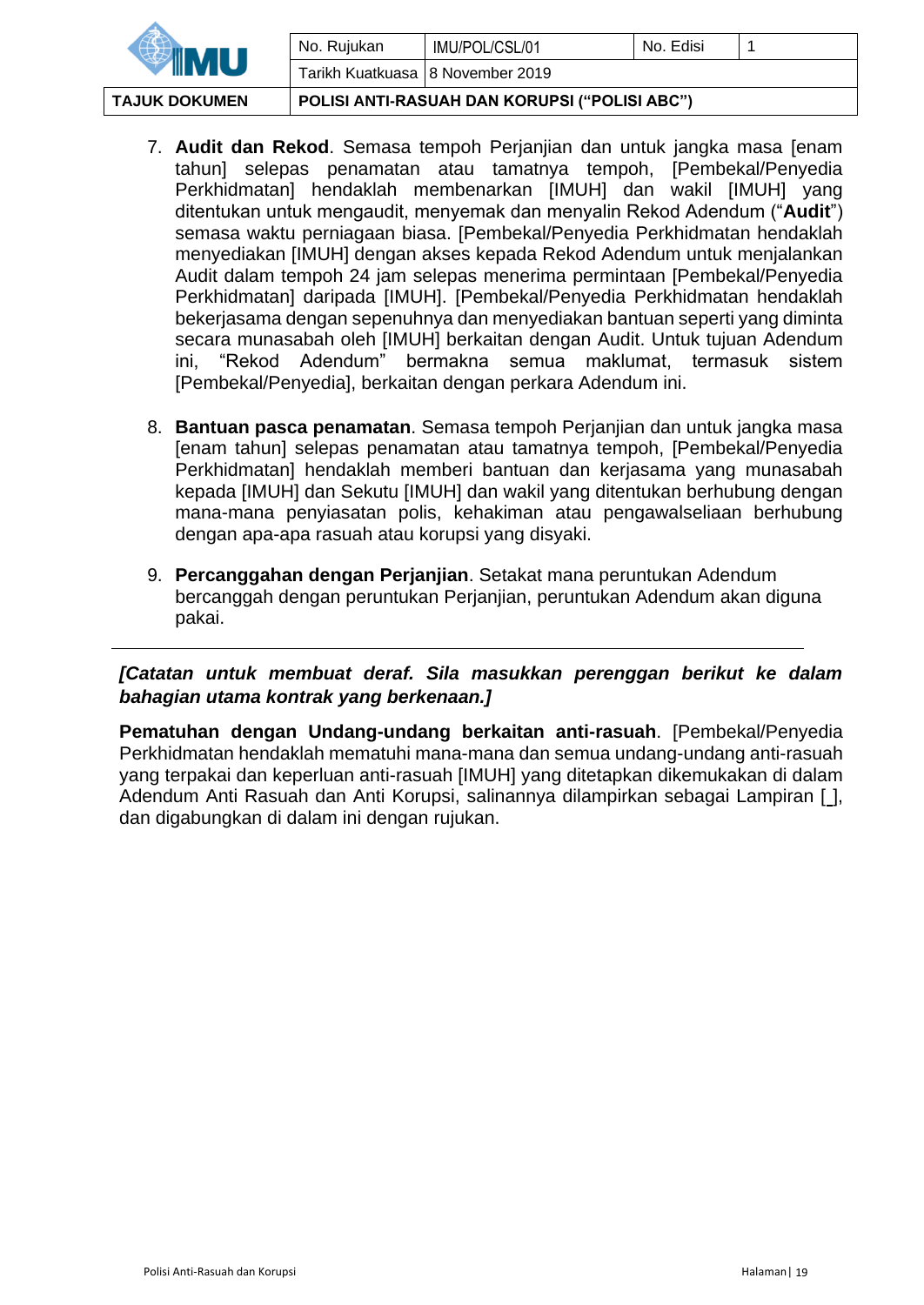7. **Audit dan Rekod**. Semasa tempoh Perjanjian dan untuk jangka masa [enam tahun] selepas penamatan atau tamatnya tempoh, [Pembekal/Penyedia Perkhidmatan] hendaklah membenarkan [IMUH] dan wakil [IMUH] yang ditentukan untuk mengaudit, menyemak dan menyalin Rekod Adendum ("**Audit**") semasa waktu perniagaan biasa. [Pembekal/Penyedia Perkhidmatan hendaklah menyediakan [IMUH] dengan akses kepada Rekod Adendum untuk menjalankan Audit dalam tempoh 24 jam selepas menerima permintaan [Pembekal/Penyedia Perkhidmatan] daripada [IMUH]. [Pembekal/Penyedia Perkhidmatan hendaklah bekerjasama dengan sepenuhnya dan menyediakan bantuan seperti yang diminta secara munasabah oleh [IMUH] berkaitan dengan Audit. Untuk tujuan Adendum ini, "Rekod Adendum" bermakna semua maklumat, termasuk sistem [Pembekal/Penyedia], berkaitan dengan perkara Adendum ini.

8. **Bantuan pasca penamatan**. Semasa tempoh Perjanjian dan untuk jangka masa [enam tahun] selepas penamatan atau tamatnya tempoh, [Pembekal/Penyedia Perkhidmatan] hendaklah memberi bantuan dan kerjasama yang munasabah kepada [IMUH] dan Sekutu [IMUH] dan wakil yang ditentukan berhubung dengan mana-mana penyiasatan polis, kehakiman atau pengawalseliaan berhubung dengan apa-apa rasuah atau korupsi yang disyaki.

9. **Percanggahan dengan Perjanjian**. Setakat mana peruntukan Adendum bercanggah dengan peruntukan Perjanjian, peruntukan Adendum akan diguna pakai.

---

***[Catatan untuk membuat deraf. Sila masukkan perenggan berikut ke dalam bahagian utama kontrak yang berkenaan.]***

**Pematuhan dengan Undang-undang berkaitan anti-rasuah**. [Pembekal/Penyedia Perkhidmatan hendaklah mematuhi mana-mana dan semua undang-undang anti-rasuah yang terpakai dan keperluan anti-rasuah [IMUH] yang ditetapkan dikemukakan di dalam Adendum Anti Rasuah dan Anti Korupsi, salinannya dilampirkan sebagai Lampiran [_], dan digabungkan di dalam ini dengan rujukan.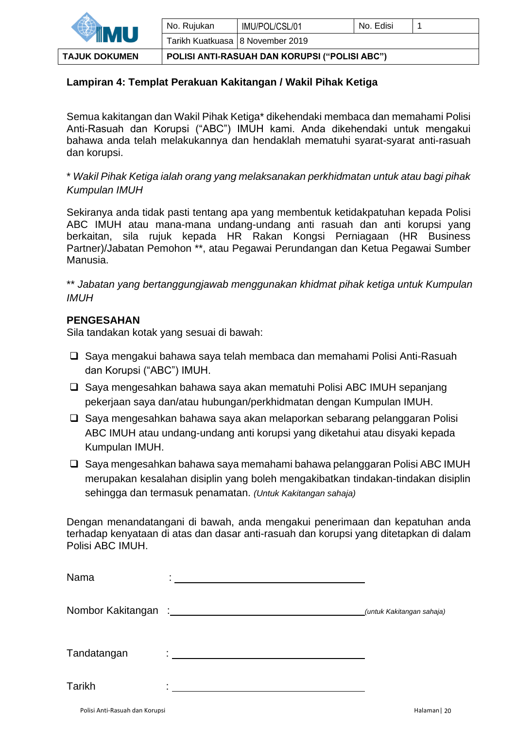| | | | | |
|---|---|---|---|---|
| IMU | No. Rujukan | IMU/POL/CSL/01 | No. Edisi | 1 |
| | Tarikh Kuatkuasa | 8 November 2019 | | |
| **TAJUK DOKUMEN** | **POLISI ANTI-RASUAH DAN KORUPSI (“POLISI ABC”)** | | | |

**Lampiran 4: Templat Perakuan Kakitangan / Wakil Pihak Ketiga**

Semua kakitangan dan Wakil Pihak Ketiga* dikehendaki membaca dan memahami Polisi Anti-Rasuah dan Korupsi (“ABC”) IMUH kami. Anda dikehendaki untuk mengakui bahawa anda telah melakukannya dan hendaklah mematuhi syarat-syarat anti-rasuah dan korupsi.

* *Wakil Pihak Ketiga ialah orang yang melaksanakan perkhidmatan untuk atau bagi pihak Kumpulan IMUH*

Sekiranya anda tidak pasti tentang apa yang membentuk ketidakpatuhan kepada Polisi ABC IMUH atau mana-mana undang-undang anti rasuah dan anti korupsi yang berkaitan, sila rujuk kepada HR Rakan Kongsi Perniagaan (HR Business Partner)/Jabatan Pemohon **, atau Pegawai Perundangan dan Ketua Pegawai Sumber Manusia.

** *Jabatan yang bertanggungjawab menggunakan khidmat pihak ketiga untuk Kumpulan IMUH*

**PENGESAHAN**

Sila tandakan kotak yang sesuai di bawah:

- ☐ Saya mengakui bahawa saya telah membaca dan memahami Polisi Anti-Rasuah dan Korupsi (“ABC”) IMUH.
- ☐ Saya mengesahkan bahawa saya akan mematuhi Polisi ABC IMUH sepanjang pekerjaan saya dan/atau hubungan/perkhidmatan dengan Kumpulan IMUH.
- ☐ Saya mengesahkan bahawa saya akan melaporkan sebarang pelanggaran Polisi ABC IMUH atau undang-undang anti korupsi yang diketahui atau disyaki kepada Kumpulan IMUH.
- ☐ Saya mengesahkan bahawa saya memahami bahawa pelanggaran Polisi ABC IMUH merupakan kesalahan disiplin yang boleh mengakibatkan tindakan-tindakan disiplin sehingga dan termasuk penamatan. *(Untuk Kakitangan sahaja)*

Dengan menandatangani di bawah, anda mengakui penerimaan dan kepatuhan anda terhadap kenyataan di atas dan dasar anti-rasuah dan korupsi yang ditetapkan di dalam Polisi ABC IMUH.

Nama : ________________________________

Nombor Kakitangan : ________________________________ *(untuk Kakitangan sahaja)*

Tandatangan : ________________________________

Tarikh : ________________________________